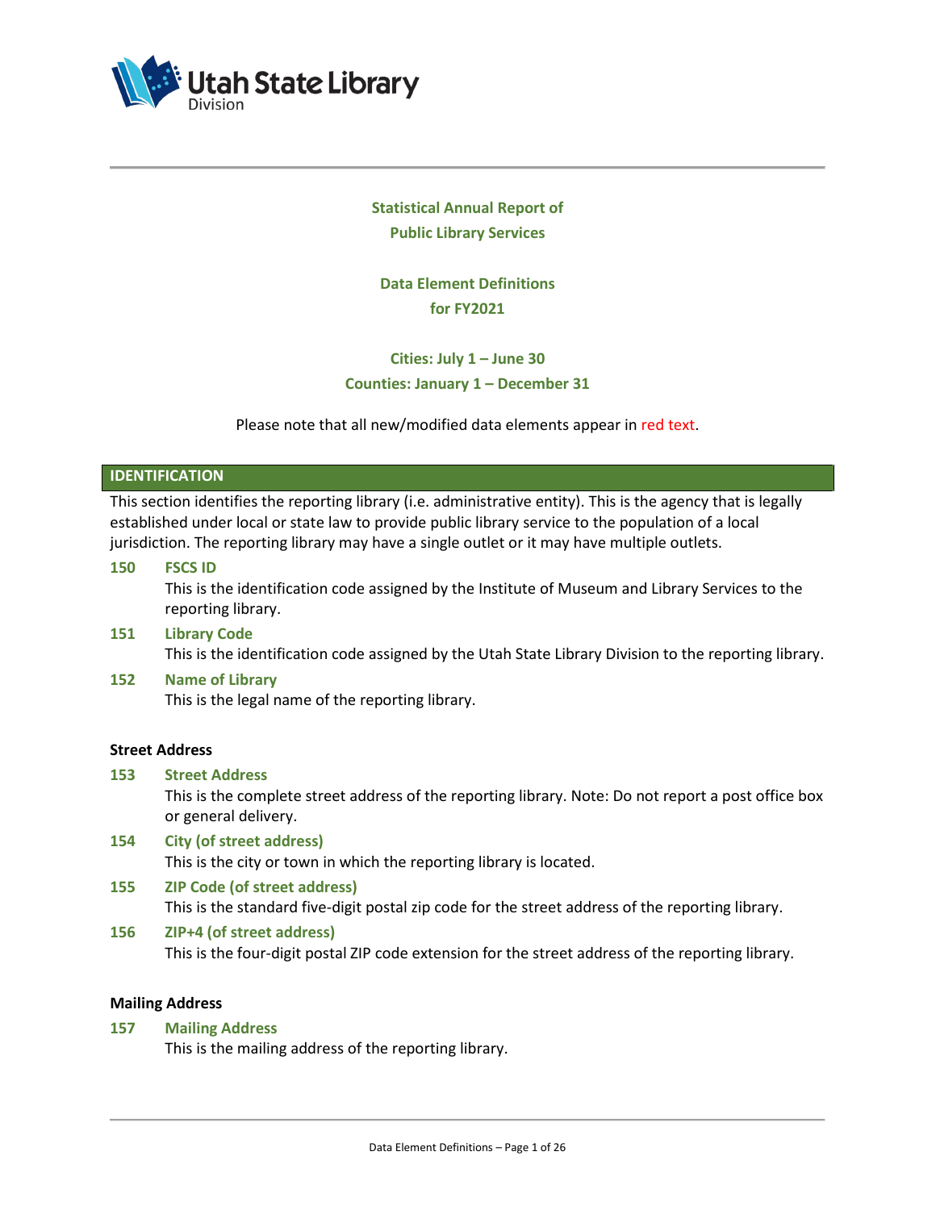Utah State Library
Division

# Statistical Annual Report of Public Library Services

## Data Element Definitions for FY2021

**Cities: July 1 – June 30**
**Counties: January 1 – December 31**

Please note that all new/modified data elements appear in red text.

## IDENTIFICATION

This section identifies the reporting library (i.e. administrative entity). This is the agency that is legally established under local or state law to provide public library service to the population of a local jurisdiction. The reporting library may have a single outlet or it may have multiple outlets.

**150 FSCS ID**
This is the identification code assigned by the Institute of Museum and Library Services to the reporting library.

**151 Library Code**
This is the identification code assigned by the Utah State Library Division to the reporting library.

**152 Name of Library**
This is the legal name of the reporting library.

### Street Address

**153 Street Address**
This is the complete street address of the reporting library. Note: Do not report a post office box or general delivery.

**154 City (of street address)**
This is the city or town in which the reporting library is located.

**155 ZIP Code (of street address)**
This is the standard five-digit postal zip code for the street address of the reporting library.

**156 ZIP+4 (of street address)**
This is the four-digit postal ZIP code extension for the street address of the reporting library.

### Mailing Address

**157 Mailing Address**
This is the mailing address of the reporting library.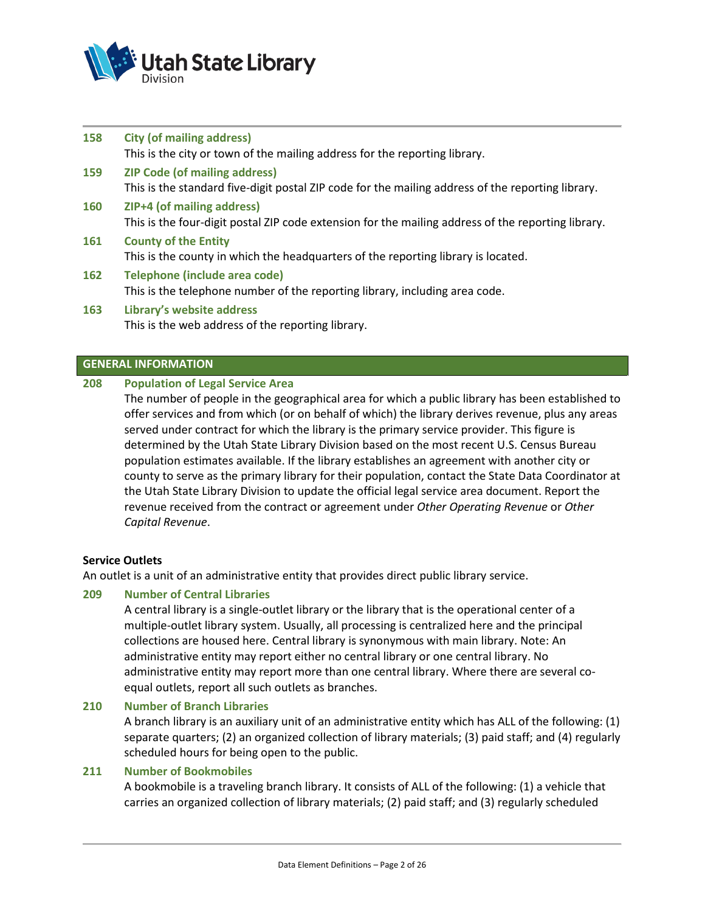**158 City (of mailing address)**
This is the city or town of the mailing address for the reporting library.

**159 ZIP Code (of mailing address)**
This is the standard five-digit postal ZIP code for the mailing address of the reporting library.

**160 ZIP+4 (of mailing address)**
This is the four-digit postal ZIP code extension for the mailing address of the reporting library.

**161 County of the Entity**
This is the county in which the headquarters of the reporting library is located.

**162 Telephone (include area code)**
This is the telephone number of the reporting library, including area code.

**163 Library's website address**
This is the web address of the reporting library.

## GENERAL INFORMATION

**208 Population of Legal Service Area**
The number of people in the geographical area for which a public library has been established to offer services and from which (or on behalf of which) the library derives revenue, plus any areas served under contract for which the library is the primary service provider. This figure is determined by the Utah State Library Division based on the most recent U.S. Census Bureau population estimates available. If the library establishes an agreement with another city or county to serve as the primary library for their population, contact the State Data Coordinator at the Utah State Library Division to update the official legal service area document. Report the revenue received from the contract or agreement under *Other Operating Revenue* or *Other Capital Revenue*.

### Service Outlets

An outlet is a unit of an administrative entity that provides direct public library service.

**209 Number of Central Libraries**
A central library is a single-outlet library or the library that is the operational center of a multiple-outlet library system. Usually, all processing is centralized here and the principal collections are housed here. Central library is synonymous with main library. Note: An administrative entity may report either no central library or one central library. No administrative entity may report more than one central library. Where there are several co-equal outlets, report all such outlets as branches.

**210 Number of Branch Libraries**
A branch library is an auxiliary unit of an administrative entity which has ALL of the following: (1) separate quarters; (2) an organized collection of library materials; (3) paid staff; and (4) regularly scheduled hours for being open to the public.

**211 Number of Bookmobiles**
A bookmobile is a traveling branch library. It consists of ALL of the following: (1) a vehicle that carries an organized collection of library materials; (2) paid staff; and (3) regularly scheduled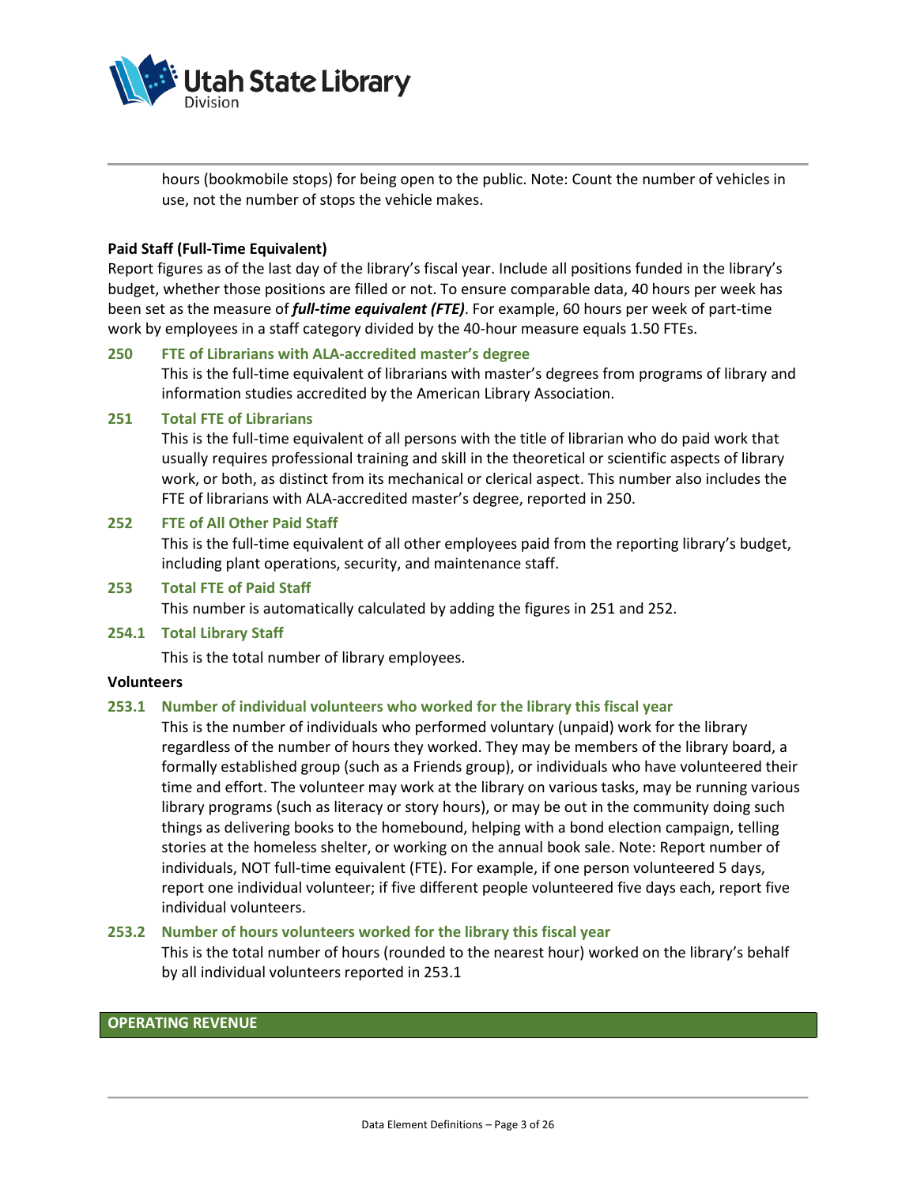hours (bookmobile stops) for being open to the public. Note: Count the number of vehicles in use, not the number of stops the vehicle makes.

**Paid Staff (Full-Time Equivalent)**

Report figures as of the last day of the library's fiscal year. Include all positions funded in the library's budget, whether those positions are filled or not. To ensure comparable data, 40 hours per week has been set as the measure of ***full-time equivalent (FTE)***. For example, 60 hours per week of part-time work by employees in a staff category divided by the 40-hour measure equals 1.50 FTEs.

**250 FTE of Librarians with ALA-accredited master's degree**

This is the full-time equivalent of librarians with master's degrees from programs of library and information studies accredited by the American Library Association.

**251 Total FTE of Librarians**

This is the full-time equivalent of all persons with the title of librarian who do paid work that usually requires professional training and skill in the theoretical or scientific aspects of library work, or both, as distinct from its mechanical or clerical aspect. This number also includes the FTE of librarians with ALA-accredited master's degree, reported in 250.

**252 FTE of All Other Paid Staff**

This is the full-time equivalent of all other employees paid from the reporting library's budget, including plant operations, security, and maintenance staff.

**253 Total FTE of Paid Staff**

This number is automatically calculated by adding the figures in 251 and 252.

**254.1 Total Library Staff**

This is the total number of library employees.

**Volunteers**

**253.1 Number of individual volunteers who worked for the library this fiscal year**

This is the number of individuals who performed voluntary (unpaid) work for the library regardless of the number of hours they worked. They may be members of the library board, a formally established group (such as a Friends group), or individuals who have volunteered their time and effort. The volunteer may work at the library on various tasks, may be running various library programs (such as literacy or story hours), or may be out in the community doing such things as delivering books to the homebound, helping with a bond election campaign, telling stories at the homeless shelter, or working on the annual book sale. Note: Report number of individuals, NOT full-time equivalent (FTE). For example, if one person volunteered 5 days, report one individual volunteer; if five different people volunteered five days each, report five individual volunteers.

**253.2 Number of hours volunteers worked for the library this fiscal year**

This is the total number of hours (rounded to the nearest hour) worked on the library's behalf by all individual volunteers reported in 253.1

## OPERATING REVENUE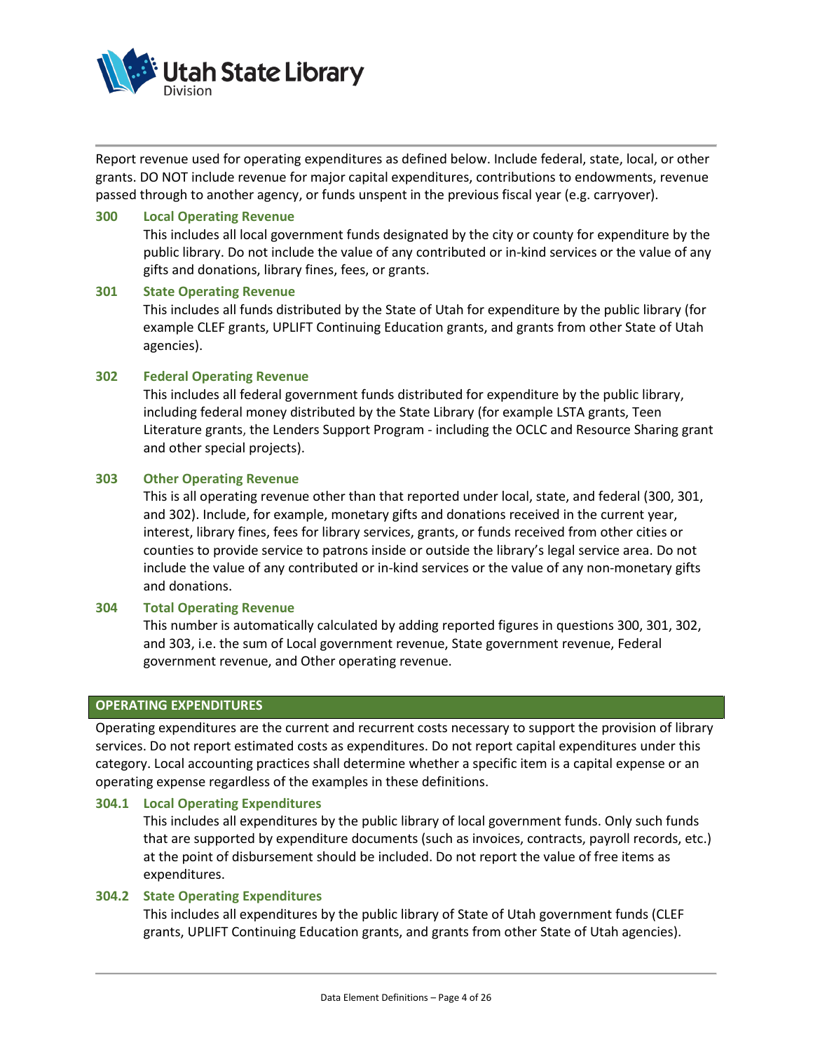Report revenue used for operating expenditures as defined below. Include federal, state, local, or other grants. DO NOT include revenue for major capital expenditures, contributions to endowments, revenue passed through to another agency, or funds unspent in the previous fiscal year (e.g. carryover).

### 300 Local Operating Revenue

This includes all local government funds designated by the city or county for expenditure by the public library. Do not include the value of any contributed or in-kind services or the value of any gifts and donations, library fines, fees, or grants.

### 301 State Operating Revenue

This includes all funds distributed by the State of Utah for expenditure by the public library (for example CLEF grants, UPLIFT Continuing Education grants, and grants from other State of Utah agencies).

### 302 Federal Operating Revenue

This includes all federal government funds distributed for expenditure by the public library, including federal money distributed by the State Library (for example LSTA grants, Teen Literature grants, the Lenders Support Program - including the OCLC and Resource Sharing grant and other special projects).

### 303 Other Operating Revenue

This is all operating revenue other than that reported under local, state, and federal (300, 301, and 302). Include, for example, monetary gifts and donations received in the current year, interest, library fines, fees for library services, grants, or funds received from other cities or counties to provide service to patrons inside or outside the library's legal service area. Do not include the value of any contributed or in-kind services or the value of any non-monetary gifts and donations.

### 304 Total Operating Revenue

This number is automatically calculated by adding reported figures in questions 300, 301, 302, and 303, i.e. the sum of Local government revenue, State government revenue, Federal government revenue, and Other operating revenue.

## OPERATING EXPENDITURES

Operating expenditures are the current and recurrent costs necessary to support the provision of library services. Do not report estimated costs as expenditures. Do not report capital expenditures under this category. Local accounting practices shall determine whether a specific item is a capital expense or an operating expense regardless of the examples in these definitions.

### 304.1 Local Operating Expenditures

This includes all expenditures by the public library of local government funds. Only such funds that are supported by expenditure documents (such as invoices, contracts, payroll records, etc.) at the point of disbursement should be included. Do not report the value of free items as expenditures.

### 304.2 State Operating Expenditures

This includes all expenditures by the public library of State of Utah government funds (CLEF grants, UPLIFT Continuing Education grants, and grants from other State of Utah agencies).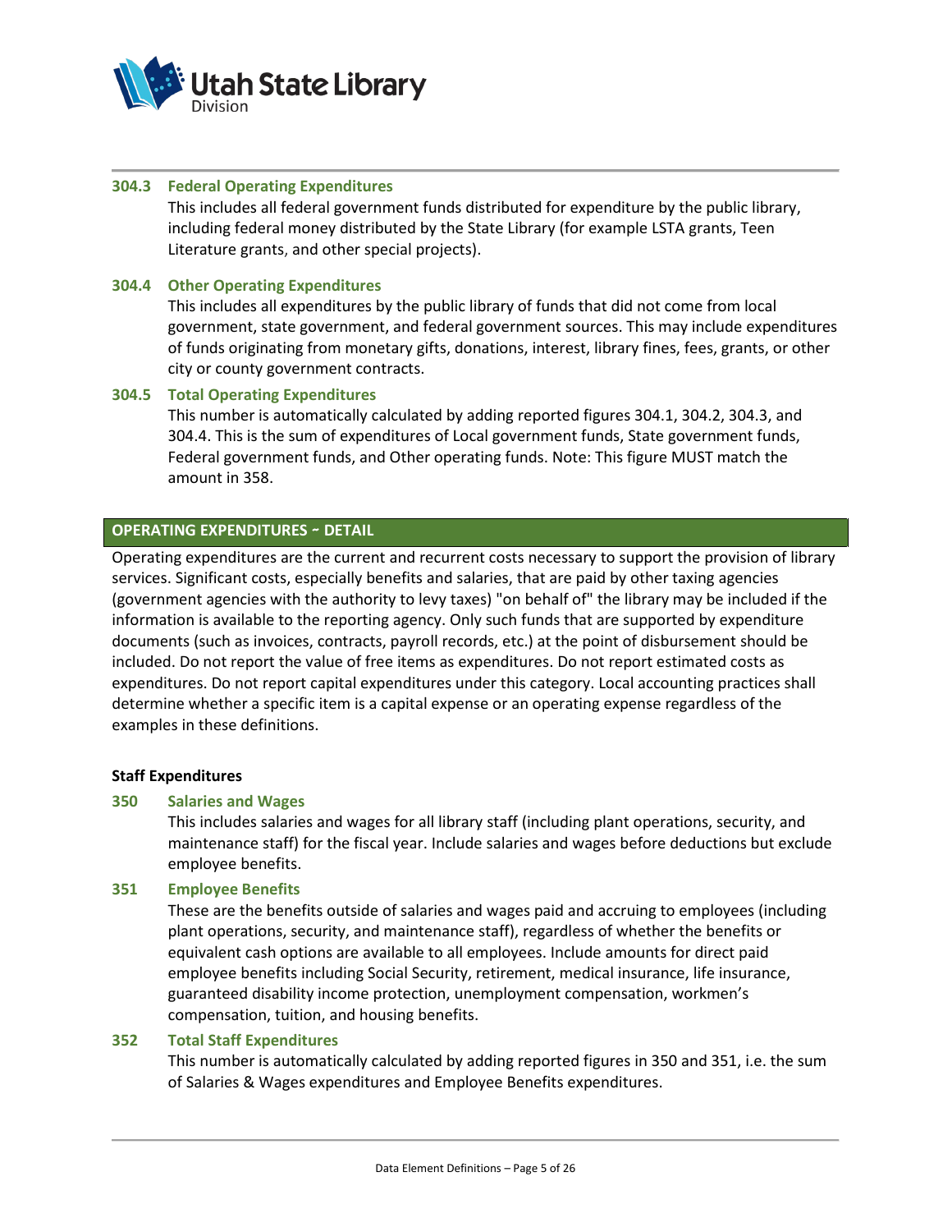### 304.3 Federal Operating Expenditures

This includes all federal government funds distributed for expenditure by the public library, including federal money distributed by the State Library (for example LSTA grants, Teen Literature grants, and other special projects).

### 304.4 Other Operating Expenditures

This includes all expenditures by the public library of funds that did not come from local government, state government, and federal government sources. This may include expenditures of funds originating from monetary gifts, donations, interest, library fines, fees, grants, or other city or county government contracts.

### 304.5 Total Operating Expenditures

This number is automatically calculated by adding reported figures 304.1, 304.2, 304.3, and 304.4. This is the sum of expenditures of Local government funds, State government funds, Federal government funds, and Other operating funds. Note: This figure MUST match the amount in 358.

## OPERATING EXPENDITURES ~ DETAIL

Operating expenditures are the current and recurrent costs necessary to support the provision of library services. Significant costs, especially benefits and salaries, that are paid by other taxing agencies (government agencies with the authority to levy taxes) "on behalf of" the library may be included if the information is available to the reporting agency. Only such funds that are supported by expenditure documents (such as invoices, contracts, payroll records, etc.) at the point of disbursement should be included. Do not report the value of free items as expenditures. Do not report estimated costs as expenditures. Do not report capital expenditures under this category. Local accounting practices shall determine whether a specific item is a capital expense or an operating expense regardless of the examples in these definitions.

**Staff Expenditures**

### 350 Salaries and Wages

This includes salaries and wages for all library staff (including plant operations, security, and maintenance staff) for the fiscal year. Include salaries and wages before deductions but exclude employee benefits.

### 351 Employee Benefits

These are the benefits outside of salaries and wages paid and accruing to employees (including plant operations, security, and maintenance staff), regardless of whether the benefits or equivalent cash options are available to all employees. Include amounts for direct paid employee benefits including Social Security, retirement, medical insurance, life insurance, guaranteed disability income protection, unemployment compensation, workmen's compensation, tuition, and housing benefits.

### 352 Total Staff Expenditures

This number is automatically calculated by adding reported figures in 350 and 351, i.e. the sum of Salaries & Wages expenditures and Employee Benefits expenditures.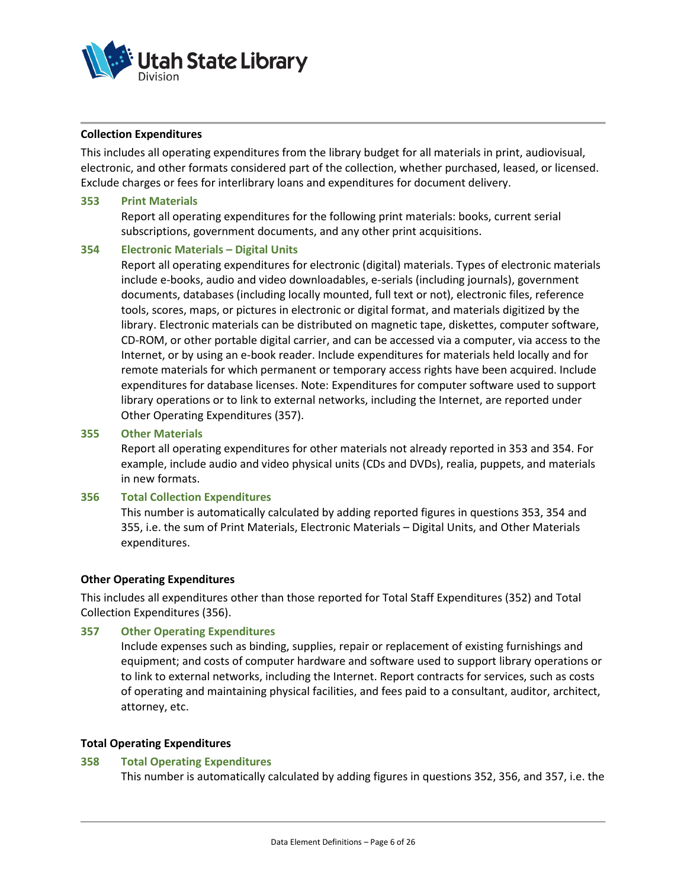### Collection Expenditures

This includes all operating expenditures from the library budget for all materials in print, audiovisual, electronic, and other formats considered part of the collection, whether purchased, leased, or licensed. Exclude charges or fees for interlibrary loans and expenditures for document delivery.

#### 353 Print Materials

Report all operating expenditures for the following print materials: books, current serial subscriptions, government documents, and any other print acquisitions.

#### 354 Electronic Materials – Digital Units

Report all operating expenditures for electronic (digital) materials. Types of electronic materials include e-books, audio and video downloadables, e-serials (including journals), government documents, databases (including locally mounted, full text or not), electronic files, reference tools, scores, maps, or pictures in electronic or digital format, and materials digitized by the library. Electronic materials can be distributed on magnetic tape, diskettes, computer software, CD-ROM, or other portable digital carrier, and can be accessed via a computer, via access to the Internet, or by using an e-book reader. Include expenditures for materials held locally and for remote materials for which permanent or temporary access rights have been acquired. Include expenditures for database licenses. Note: Expenditures for computer software used to support library operations or to link to external networks, including the Internet, are reported under Other Operating Expenditures (357).

#### 355 Other Materials

Report all operating expenditures for other materials not already reported in 353 and 354. For example, include audio and video physical units (CDs and DVDs), realia, puppets, and materials in new formats.

#### 356 Total Collection Expenditures

This number is automatically calculated by adding reported figures in questions 353, 354 and 355, i.e. the sum of Print Materials, Electronic Materials – Digital Units, and Other Materials expenditures.

### Other Operating Expenditures

This includes all expenditures other than those reported for Total Staff Expenditures (352) and Total Collection Expenditures (356).

#### 357 Other Operating Expenditures

Include expenses such as binding, supplies, repair or replacement of existing furnishings and equipment; and costs of computer hardware and software used to support library operations or to link to external networks, including the Internet. Report contracts for services, such as costs of operating and maintaining physical facilities, and fees paid to a consultant, auditor, architect, attorney, etc.

### Total Operating Expenditures

#### 358 Total Operating Expenditures

This number is automatically calculated by adding figures in questions 352, 356, and 357, i.e. the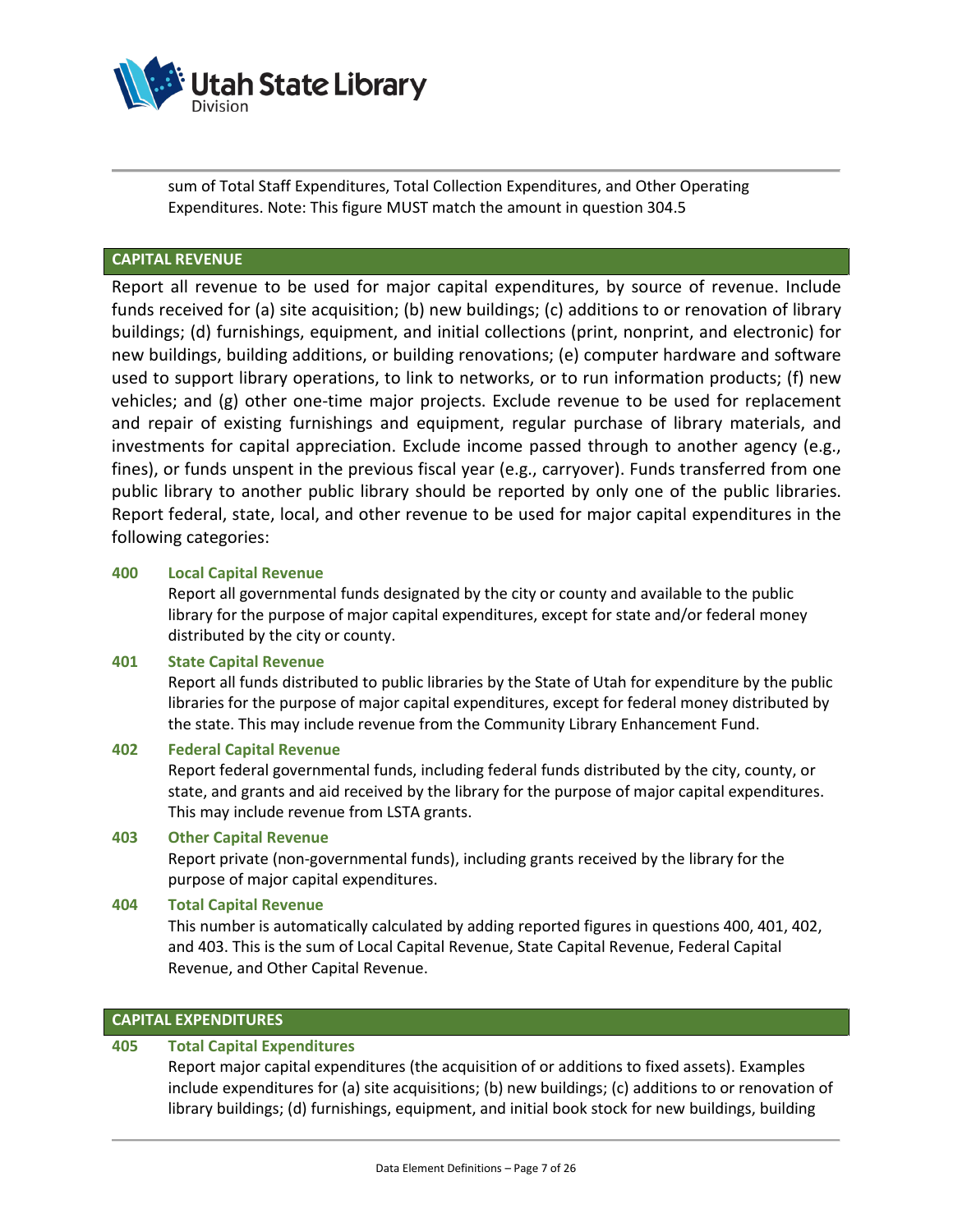sum of Total Staff Expenditures, Total Collection Expenditures, and Other Operating Expenditures. Note: This figure MUST match the amount in question 304.5

## CAPITAL REVENUE

Report all revenue to be used for major capital expenditures, by source of revenue. Include funds received for (a) site acquisition; (b) new buildings; (c) additions to or renovation of library buildings; (d) furnishings, equipment, and initial collections (print, nonprint, and electronic) for new buildings, building additions, or building renovations; (e) computer hardware and software used to support library operations, to link to networks, or to run information products; (f) new vehicles; and (g) other one-time major projects. Exclude revenue to be used for replacement and repair of existing furnishings and equipment, regular purchase of library materials, and investments for capital appreciation. Exclude income passed through to another agency (e.g., fines), or funds unspent in the previous fiscal year (e.g., carryover). Funds transferred from one public library to another public library should be reported by only one of the public libraries. Report federal, state, local, and other revenue to be used for major capital expenditures in the following categories:

### 400 Local Capital Revenue

Report all governmental funds designated by the city or county and available to the public library for the purpose of major capital expenditures, except for state and/or federal money distributed by the city or county.

### 401 State Capital Revenue

Report all funds distributed to public libraries by the State of Utah for expenditure by the public libraries for the purpose of major capital expenditures, except for federal money distributed by the state. This may include revenue from the Community Library Enhancement Fund.

### 402 Federal Capital Revenue

Report federal governmental funds, including federal funds distributed by the city, county, or state, and grants and aid received by the library for the purpose of major capital expenditures. This may include revenue from LSTA grants.

### 403 Other Capital Revenue

Report private (non-governmental funds), including grants received by the library for the purpose of major capital expenditures.

### 404 Total Capital Revenue

This number is automatically calculated by adding reported figures in questions 400, 401, 402, and 403. This is the sum of Local Capital Revenue, State Capital Revenue, Federal Capital Revenue, and Other Capital Revenue.

## CAPITAL EXPENDITURES

### 405 Total Capital Expenditures

Report major capital expenditures (the acquisition of or additions to fixed assets). Examples include expenditures for (a) site acquisitions; (b) new buildings; (c) additions to or renovation of library buildings; (d) furnishings, equipment, and initial book stock for new buildings, building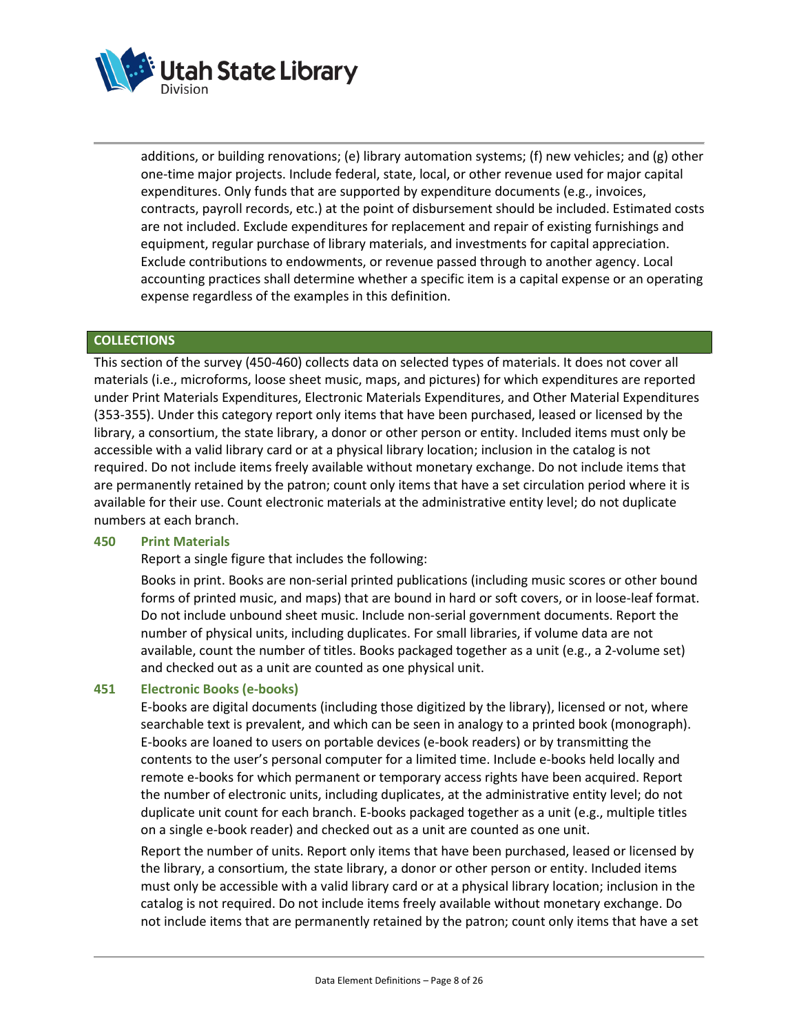additions, or building renovations; (e) library automation systems; (f) new vehicles; and (g) other one-time major projects. Include federal, state, local, or other revenue used for major capital expenditures. Only funds that are supported by expenditure documents (e.g., invoices, contracts, payroll records, etc.) at the point of disbursement should be included. Estimated costs are not included. Exclude expenditures for replacement and repair of existing furnishings and equipment, regular purchase of library materials, and investments for capital appreciation. Exclude contributions to endowments, or revenue passed through to another agency. Local accounting practices shall determine whether a specific item is a capital expense or an operating expense regardless of the examples in this definition.

## COLLECTIONS

This section of the survey (450-460) collects data on selected types of materials. It does not cover all materials (i.e., microforms, loose sheet music, maps, and pictures) for which expenditures are reported under Print Materials Expenditures, Electronic Materials Expenditures, and Other Material Expenditures (353-355). Under this category report only items that have been purchased, leased or licensed by the library, a consortium, the state library, a donor or other person or entity. Included items must only be accessible with a valid library card or at a physical library location; inclusion in the catalog is not required. Do not include items freely available without monetary exchange. Do not include items that are permanently retained by the patron; count only items that have a set circulation period where it is available for their use. Count electronic materials at the administrative entity level; do not duplicate numbers at each branch.

### 450 Print Materials

Report a single figure that includes the following:

Books in print. Books are non-serial printed publications (including music scores or other bound forms of printed music, and maps) that are bound in hard or soft covers, or in loose-leaf format. Do not include unbound sheet music. Include non-serial government documents. Report the number of physical units, including duplicates. For small libraries, if volume data are not available, count the number of titles. Books packaged together as a unit (e.g., a 2-volume set) and checked out as a unit are counted as one physical unit.

### 451 Electronic Books (e-books)

E-books are digital documents (including those digitized by the library), licensed or not, where searchable text is prevalent, and which can be seen in analogy to a printed book (monograph). E-books are loaned to users on portable devices (e-book readers) or by transmitting the contents to the user's personal computer for a limited time. Include e-books held locally and remote e-books for which permanent or temporary access rights have been acquired. Report the number of electronic units, including duplicates, at the administrative entity level; do not duplicate unit count for each branch. E-books packaged together as a unit (e.g., multiple titles on a single e-book reader) and checked out as a unit are counted as one unit.

Report the number of units. Report only items that have been purchased, leased or licensed by the library, a consortium, the state library, a donor or other person or entity. Included items must only be accessible with a valid library card or at a physical library location; inclusion in the catalog is not required. Do not include items freely available without monetary exchange. Do not include items that are permanently retained by the patron; count only items that have a set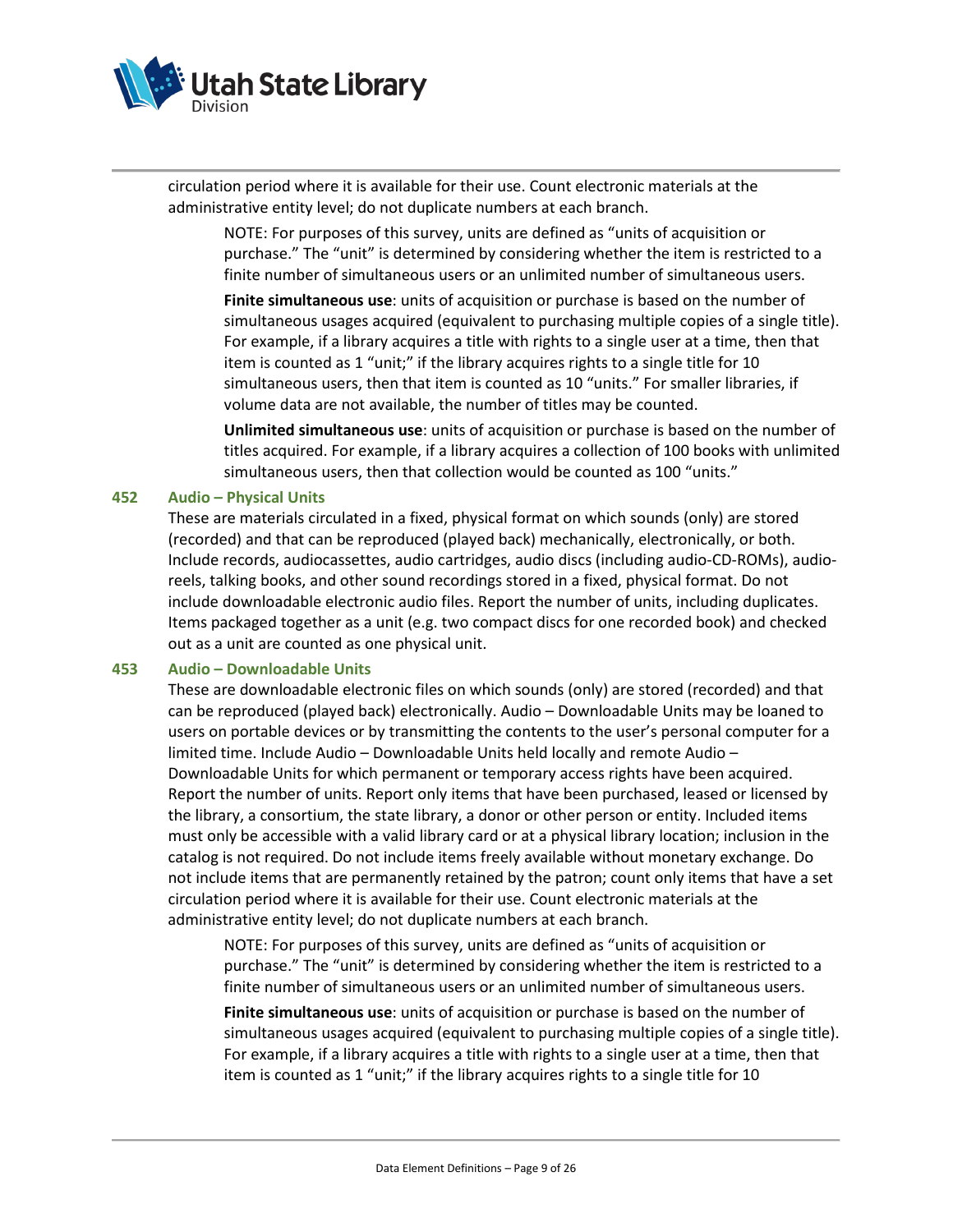circulation period where it is available for their use. Count electronic materials at the administrative entity level; do not duplicate numbers at each branch.

> NOTE: For purposes of this survey, units are defined as "units of acquisition or purchase." The "unit" is determined by considering whether the item is restricted to a finite number of simultaneous users or an unlimited number of simultaneous users.
>
> **Finite simultaneous use**: units of acquisition or purchase is based on the number of simultaneous usages acquired (equivalent to purchasing multiple copies of a single title). For example, if a library acquires a title with rights to a single user at a time, then that item is counted as 1 "unit;" if the library acquires rights to a single title for 10 simultaneous users, then that item is counted as 10 "units." For smaller libraries, if volume data are not available, the number of titles may be counted.
>
> **Unlimited simultaneous use**: units of acquisition or purchase is based on the number of titles acquired. For example, if a library acquires a collection of 100 books with unlimited simultaneous users, then that collection would be counted as 100 "units."

### 452 Audio – Physical Units

These are materials circulated in a fixed, physical format on which sounds (only) are stored (recorded) and that can be reproduced (played back) mechanically, electronically, or both. Include records, audiocassettes, audio cartridges, audio discs (including audio-CD-ROMs), audio-reels, talking books, and other sound recordings stored in a fixed, physical format. Do not include downloadable electronic audio files. Report the number of units, including duplicates. Items packaged together as a unit (e.g. two compact discs for one recorded book) and checked out as a unit are counted as one physical unit.

### 453 Audio – Downloadable Units

These are downloadable electronic files on which sounds (only) are stored (recorded) and that can be reproduced (played back) electronically. Audio – Downloadable Units may be loaned to users on portable devices or by transmitting the contents to the user's personal computer for a limited time. Include Audio – Downloadable Units held locally and remote Audio – Downloadable Units for which permanent or temporary access rights have been acquired. Report the number of units. Report only items that have been purchased, leased or licensed by the library, a consortium, the state library, a donor or other person or entity. Included items must only be accessible with a valid library card or at a physical library location; inclusion in the catalog is not required. Do not include items freely available without monetary exchange. Do not include items that are permanently retained by the patron; count only items that have a set circulation period where it is available for their use. Count electronic materials at the administrative entity level; do not duplicate numbers at each branch.

> NOTE: For purposes of this survey, units are defined as "units of acquisition or purchase." The "unit" is determined by considering whether the item is restricted to a finite number of simultaneous users or an unlimited number of simultaneous users.
>
> **Finite simultaneous use**: units of acquisition or purchase is based on the number of simultaneous usages acquired (equivalent to purchasing multiple copies of a single title). For example, if a library acquires a title with rights to a single user at a time, then that item is counted as 1 "unit;" if the library acquires rights to a single title for 10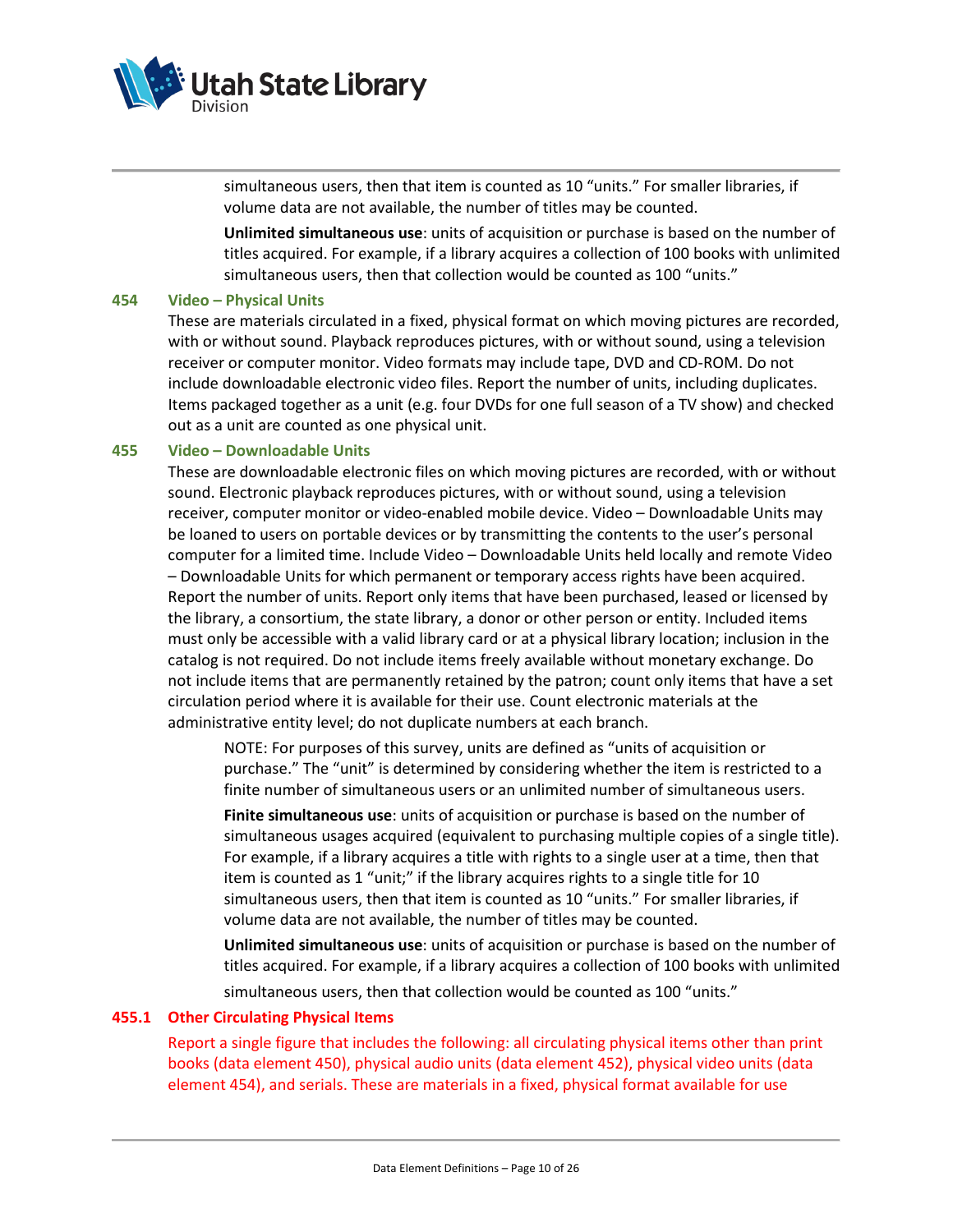simultaneous users, then that item is counted as 10 "units." For smaller libraries, if volume data are not available, the number of titles may be counted.

**Unlimited simultaneous use**: units of acquisition or purchase is based on the number of titles acquired. For example, if a library acquires a collection of 100 books with unlimited simultaneous users, then that collection would be counted as 100 "units."

### 454 Video – Physical Units

These are materials circulated in a fixed, physical format on which moving pictures are recorded, with or without sound. Playback reproduces pictures, with or without sound, using a television receiver or computer monitor. Video formats may include tape, DVD and CD-ROM. Do not include downloadable electronic video files. Report the number of units, including duplicates. Items packaged together as a unit (e.g. four DVDs for one full season of a TV show) and checked out as a unit are counted as one physical unit.

### 455 Video – Downloadable Units

These are downloadable electronic files on which moving pictures are recorded, with or without sound. Electronic playback reproduces pictures, with or without sound, using a television receiver, computer monitor or video-enabled mobile device. Video – Downloadable Units may be loaned to users on portable devices or by transmitting the contents to the user's personal computer for a limited time. Include Video – Downloadable Units held locally and remote Video – Downloadable Units for which permanent or temporary access rights have been acquired. Report the number of units. Report only items that have been purchased, leased or licensed by the library, a consortium, the state library, a donor or other person or entity. Included items must only be accessible with a valid library card or at a physical library location; inclusion in the catalog is not required. Do not include items freely available without monetary exchange. Do not include items that are permanently retained by the patron; count only items that have a set circulation period where it is available for their use. Count electronic materials at the administrative entity level; do not duplicate numbers at each branch.

NOTE: For purposes of this survey, units are defined as "units of acquisition or purchase." The "unit" is determined by considering whether the item is restricted to a finite number of simultaneous users or an unlimited number of simultaneous users.

**Finite simultaneous use**: units of acquisition or purchase is based on the number of simultaneous usages acquired (equivalent to purchasing multiple copies of a single title). For example, if a library acquires a title with rights to a single user at a time, then that item is counted as 1 "unit;" if the library acquires rights to a single title for 10 simultaneous users, then that item is counted as 10 "units." For smaller libraries, if volume data are not available, the number of titles may be counted.

**Unlimited simultaneous use**: units of acquisition or purchase is based on the number of titles acquired. For example, if a library acquires a collection of 100 books with unlimited simultaneous users, then that collection would be counted as 100 "units."

### 455.1 Other Circulating Physical Items

Report a single figure that includes the following: all circulating physical items other than print books (data element 450), physical audio units (data element 452), physical video units (data element 454), and serials. These are materials in a fixed, physical format available for use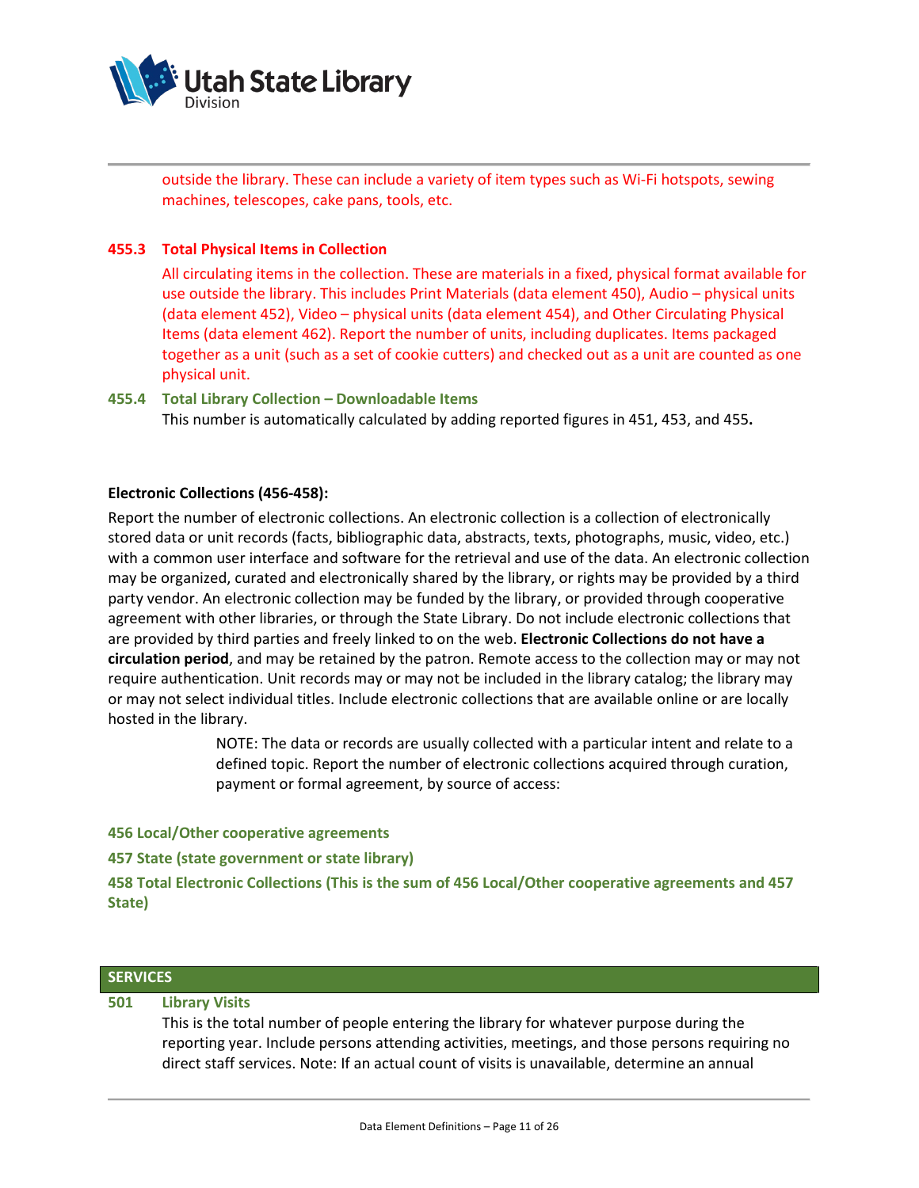outside the library. These can include a variety of item types such as Wi-Fi hotspots, sewing machines, telescopes, cake pans, tools, etc.

### 455.3 Total Physical Items in Collection

All circulating items in the collection. These are materials in a fixed, physical format available for use outside the library. This includes Print Materials (data element 450), Audio – physical units (data element 452), Video – physical units (data element 454), and Other Circulating Physical Items (data element 462). Report the number of units, including duplicates. Items packaged together as a unit (such as a set of cookie cutters) and checked out as a unit are counted as one physical unit.

### 455.4 Total Library Collection – Downloadable Items

This number is automatically calculated by adding reported figures in 451, 453, and 455**.**

**Electronic Collections (456-458):**

Report the number of electronic collections. An electronic collection is a collection of electronically stored data or unit records (facts, bibliographic data, abstracts, texts, photographs, music, video, etc.) with a common user interface and software for the retrieval and use of the data. An electronic collection may be organized, curated and electronically shared by the library, or rights may be provided by a third party vendor. An electronic collection may be funded by the library, or provided through cooperative agreement with other libraries, or through the State Library. Do not include electronic collections that are provided by third parties and freely linked to on the web. **Electronic Collections do not have a circulation period**, and may be retained by the patron. Remote access to the collection may or may not require authentication. Unit records may or may not be included in the library catalog; the library may or may not select individual titles. Include electronic collections that are available online or are locally hosted in the library.

> NOTE: The data or records are usually collected with a particular intent and relate to a defined topic. Report the number of electronic collections acquired through curation, payment or formal agreement, by source of access:

**456 Local/Other cooperative agreements**

**457 State (state government or state library)**

**458 Total Electronic Collections (This is the sum of 456 Local/Other cooperative agreements and 457 State)**

## SERVICES

### 501 Library Visits

This is the total number of people entering the library for whatever purpose during the reporting year. Include persons attending activities, meetings, and those persons requiring no direct staff services. Note: If an actual count of visits is unavailable, determine an annual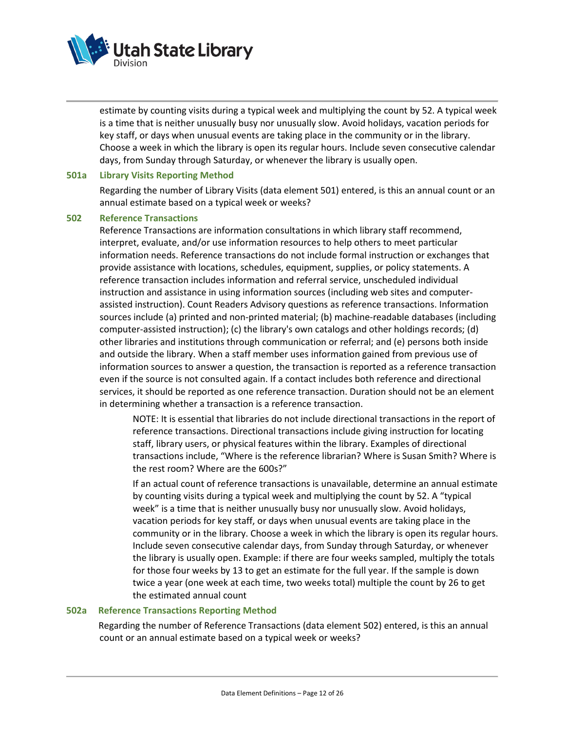estimate by counting visits during a typical week and multiplying the count by 52. A typical week is a time that is neither unusually busy nor unusually slow. Avoid holidays, vacation periods for key staff, or days when unusual events are taking place in the community or in the library. Choose a week in which the library is open its regular hours. Include seven consecutive calendar days, from Sunday through Saturday, or whenever the library is usually open.

### 501a Library Visits Reporting Method

Regarding the number of Library Visits (data element 501) entered, is this an annual count or an annual estimate based on a typical week or weeks?

### 502 Reference Transactions

Reference Transactions are information consultations in which library staff recommend, interpret, evaluate, and/or use information resources to help others to meet particular information needs. Reference transactions do not include formal instruction or exchanges that provide assistance with locations, schedules, equipment, supplies, or policy statements. A reference transaction includes information and referral service, unscheduled individual instruction and assistance in using information sources (including web sites and computer-assisted instruction). Count Readers Advisory questions as reference transactions. Information sources include (a) printed and non-printed material; (b) machine-readable databases (including computer-assisted instruction); (c) the library's own catalogs and other holdings records; (d) other libraries and institutions through communication or referral; and (e) persons both inside and outside the library. When a staff member uses information gained from previous use of information sources to answer a question, the transaction is reported as a reference transaction even if the source is not consulted again. If a contact includes both reference and directional services, it should be reported as one reference transaction. Duration should not be an element in determining whether a transaction is a reference transaction.

> NOTE: It is essential that libraries do not include directional transactions in the report of reference transactions. Directional transactions include giving instruction for locating staff, library users, or physical features within the library. Examples of directional transactions include, "Where is the reference librarian? Where is Susan Smith? Where is the rest room? Where are the 600s?"
>
> If an actual count of reference transactions is unavailable, determine an annual estimate by counting visits during a typical week and multiplying the count by 52. A "typical week" is a time that is neither unusually busy nor unusually slow. Avoid holidays, vacation periods for key staff, or days when unusual events are taking place in the community or in the library. Choose a week in which the library is open its regular hours. Include seven consecutive calendar days, from Sunday through Saturday, or whenever the library is usually open. Example: if there are four weeks sampled, multiply the totals for those four weeks by 13 to get an estimate for the full year. If the sample is down twice a year (one week at each time, two weeks total) multiple the count by 26 to get the estimated annual count

### 502a Reference Transactions Reporting Method

Regarding the number of Reference Transactions (data element 502) entered, is this an annual count or an annual estimate based on a typical week or weeks?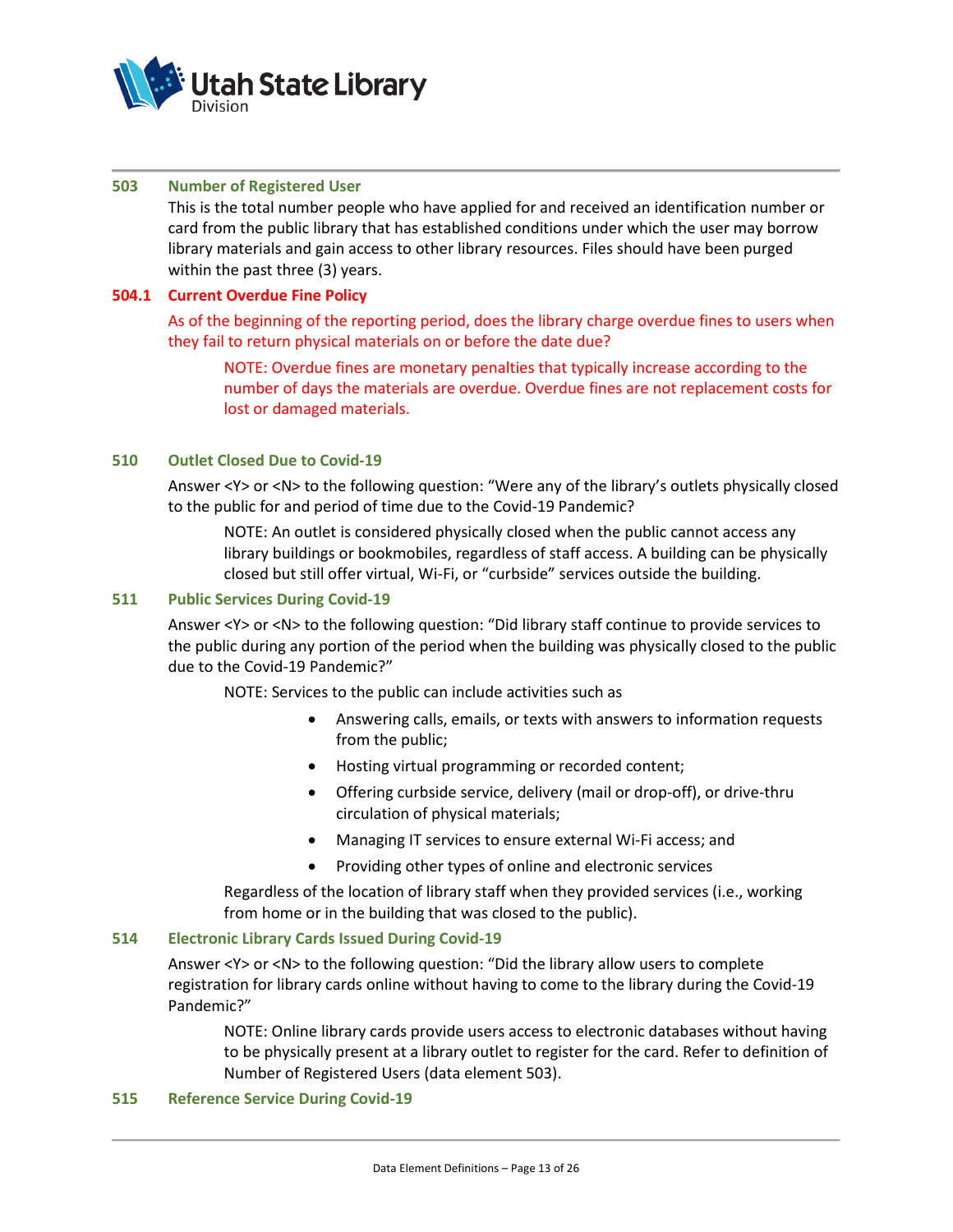### 503 Number of Registered User

This is the total number people who have applied for and received an identification number or card from the public library that has established conditions under which the user may borrow library materials and gain access to other library resources. Files should have been purged within the past three (3) years.

### 504.1 Current Overdue Fine Policy

As of the beginning of the reporting period, does the library charge overdue fines to users when they fail to return physical materials on or before the date due?

> NOTE: Overdue fines are monetary penalties that typically increase according to the number of days the materials are overdue. Overdue fines are not replacement costs for lost or damaged materials.

### 510 Outlet Closed Due to Covid-19

Answer <Y> or <N> to the following question: "Were any of the library's outlets physically closed to the public for and period of time due to the Covid-19 Pandemic?

> NOTE: An outlet is considered physically closed when the public cannot access any library buildings or bookmobiles, regardless of staff access. A building can be physically closed but still offer virtual, Wi-Fi, or "curbside" services outside the building.

### 511 Public Services During Covid-19

Answer <Y> or <N> to the following question: "Did library staff continue to provide services to the public during any portion of the period when the building was physically closed to the public due to the Covid-19 Pandemic?"

> NOTE: Services to the public can include activities such as
>
> - Answering calls, emails, or texts with answers to information requests from the public;
> - Hosting virtual programming or recorded content;
> - Offering curbside service, delivery (mail or drop-off), or drive-thru circulation of physical materials;
> - Managing IT services to ensure external Wi-Fi access; and
> - Providing other types of online and electronic services
>
> Regardless of the location of library staff when they provided services (i.e., working from home or in the building that was closed to the public).

### 514 Electronic Library Cards Issued During Covid-19

Answer <Y> or <N> to the following question: "Did the library allow users to complete registration for library cards online without having to come to the library during the Covid-19 Pandemic?"

> NOTE: Online library cards provide users access to electronic databases without having to be physically present at a library outlet to register for the card. Refer to definition of Number of Registered Users (data element 503).

### 515 Reference Service During Covid-19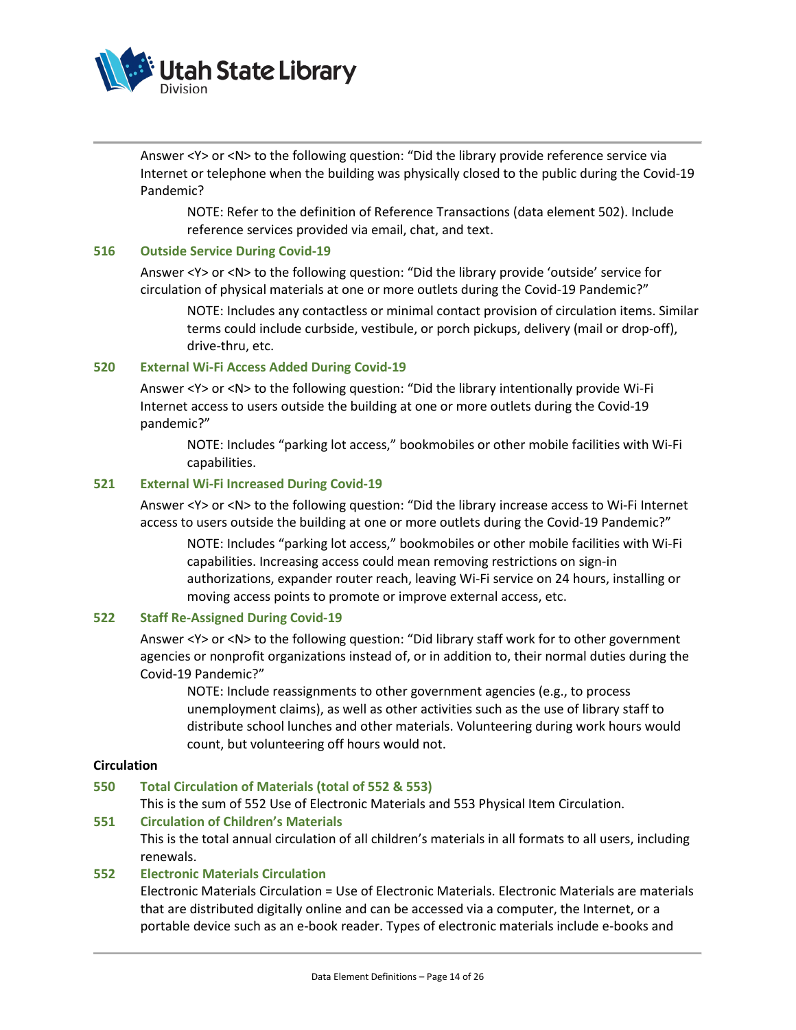Answer <Y> or <N> to the following question: "Did the library provide reference service via Internet or telephone when the building was physically closed to the public during the Covid-19 Pandemic?

> NOTE: Refer to the definition of Reference Transactions (data element 502). Include reference services provided via email, chat, and text.

### 516 Outside Service During Covid-19

Answer <Y> or <N> to the following question: "Did the library provide 'outside' service for circulation of physical materials at one or more outlets during the Covid-19 Pandemic?"

> NOTE: Includes any contactless or minimal contact provision of circulation items. Similar terms could include curbside, vestibule, or porch pickups, delivery (mail or drop-off), drive-thru, etc.

### 520 External Wi-Fi Access Added During Covid-19

Answer <Y> or <N> to the following question: "Did the library intentionally provide Wi-Fi Internet access to users outside the building at one or more outlets during the Covid-19 pandemic?"

> NOTE: Includes "parking lot access," bookmobiles or other mobile facilities with Wi-Fi capabilities.

### 521 External Wi-Fi Increased During Covid-19

Answer <Y> or <N> to the following question: "Did the library increase access to Wi-Fi Internet access to users outside the building at one or more outlets during the Covid-19 Pandemic?"

> NOTE: Includes "parking lot access," bookmobiles or other mobile facilities with Wi-Fi capabilities. Increasing access could mean removing restrictions on sign-in authorizations, expander router reach, leaving Wi-Fi service on 24 hours, installing or moving access points to promote or improve external access, etc.

### 522 Staff Re-Assigned During Covid-19

Answer <Y> or <N> to the following question: "Did library staff work for to other government agencies or nonprofit organizations instead of, or in addition to, their normal duties during the Covid-19 Pandemic?"

> NOTE: Include reassignments to other government agencies (e.g., to process unemployment claims), as well as other activities such as the use of library staff to distribute school lunches and other materials. Volunteering during work hours would count, but volunteering off hours would not.

## Circulation

### 550 Total Circulation of Materials (total of 552 & 553)

This is the sum of 552 Use of Electronic Materials and 553 Physical Item Circulation.

### 551 Circulation of Children's Materials

This is the total annual circulation of all children's materials in all formats to all users, including renewals.

### 552 Electronic Materials Circulation

Electronic Materials Circulation = Use of Electronic Materials. Electronic Materials are materials that are distributed digitally online and can be accessed via a computer, the Internet, or a portable device such as an e-book reader. Types of electronic materials include e-books and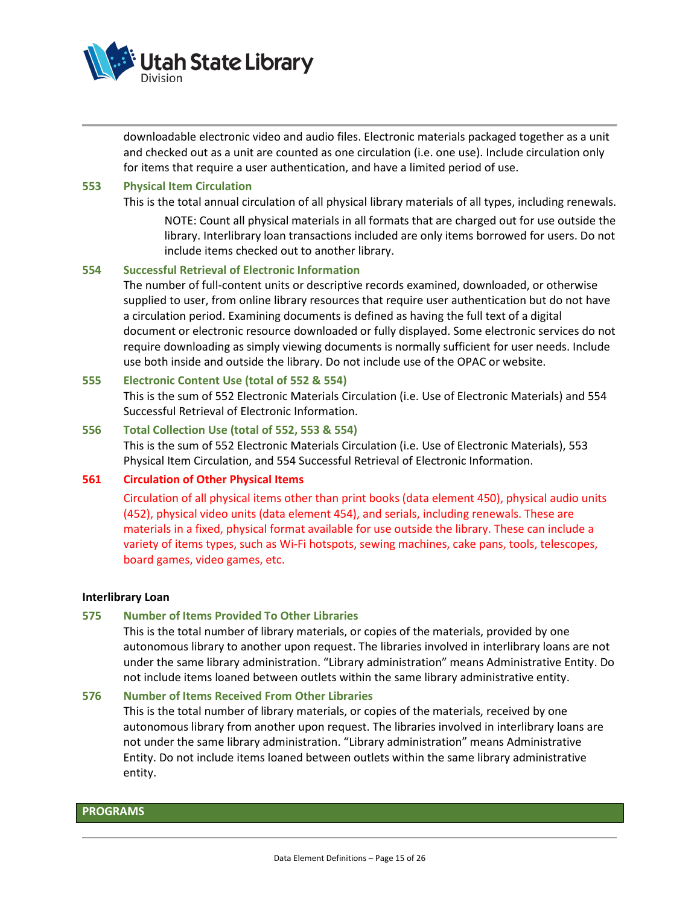downloadable electronic video and audio files. Electronic materials packaged together as a unit and checked out as a unit are counted as one circulation (i.e. one use). Include circulation only for items that require a user authentication, and have a limited period of use.

### 553 Physical Item Circulation

This is the total annual circulation of all physical library materials of all types, including renewals.

> NOTE: Count all physical materials in all formats that are charged out for use outside the library. Interlibrary loan transactions included are only items borrowed for users. Do not include items checked out to another library.

### 554 Successful Retrieval of Electronic Information

The number of full-content units or descriptive records examined, downloaded, or otherwise supplied to user, from online library resources that require user authentication but do not have a circulation period. Examining documents is defined as having the full text of a digital document or electronic resource downloaded or fully displayed. Some electronic services do not require downloading as simply viewing documents is normally sufficient for user needs. Include use both inside and outside the library. Do not include use of the OPAC or website.

### 555 Electronic Content Use (total of 552 & 554)

This is the sum of 552 Electronic Materials Circulation (i.e. Use of Electronic Materials) and 554 Successful Retrieval of Electronic Information.

### 556 Total Collection Use (total of 552, 553 & 554)

This is the sum of 552 Electronic Materials Circulation (i.e. Use of Electronic Materials), 553 Physical Item Circulation, and 554 Successful Retrieval of Electronic Information.

### 561 Circulation of Other Physical Items

Circulation of all physical items other than print books (data element 450), physical audio units (452), physical video units (data element 454), and serials, including renewals. These are materials in a fixed, physical format available for use outside the library. These can include a variety of items types, such as Wi-Fi hotspots, sewing machines, cake pans, tools, telescopes, board games, video games, etc.

**Interlibrary Loan**

### 575 Number of Items Provided To Other Libraries

This is the total number of library materials, or copies of the materials, provided by one autonomous library to another upon request. The libraries involved in interlibrary loans are not under the same library administration. "Library administration" means Administrative Entity. Do not include items loaned between outlets within the same library administrative entity.

### 576 Number of Items Received From Other Libraries

This is the total number of library materials, or copies of the materials, received by one autonomous library from another upon request. The libraries involved in interlibrary loans are not under the same library administration. "Library administration" means Administrative Entity. Do not include items loaned between outlets within the same library administrative entity.

## PROGRAMS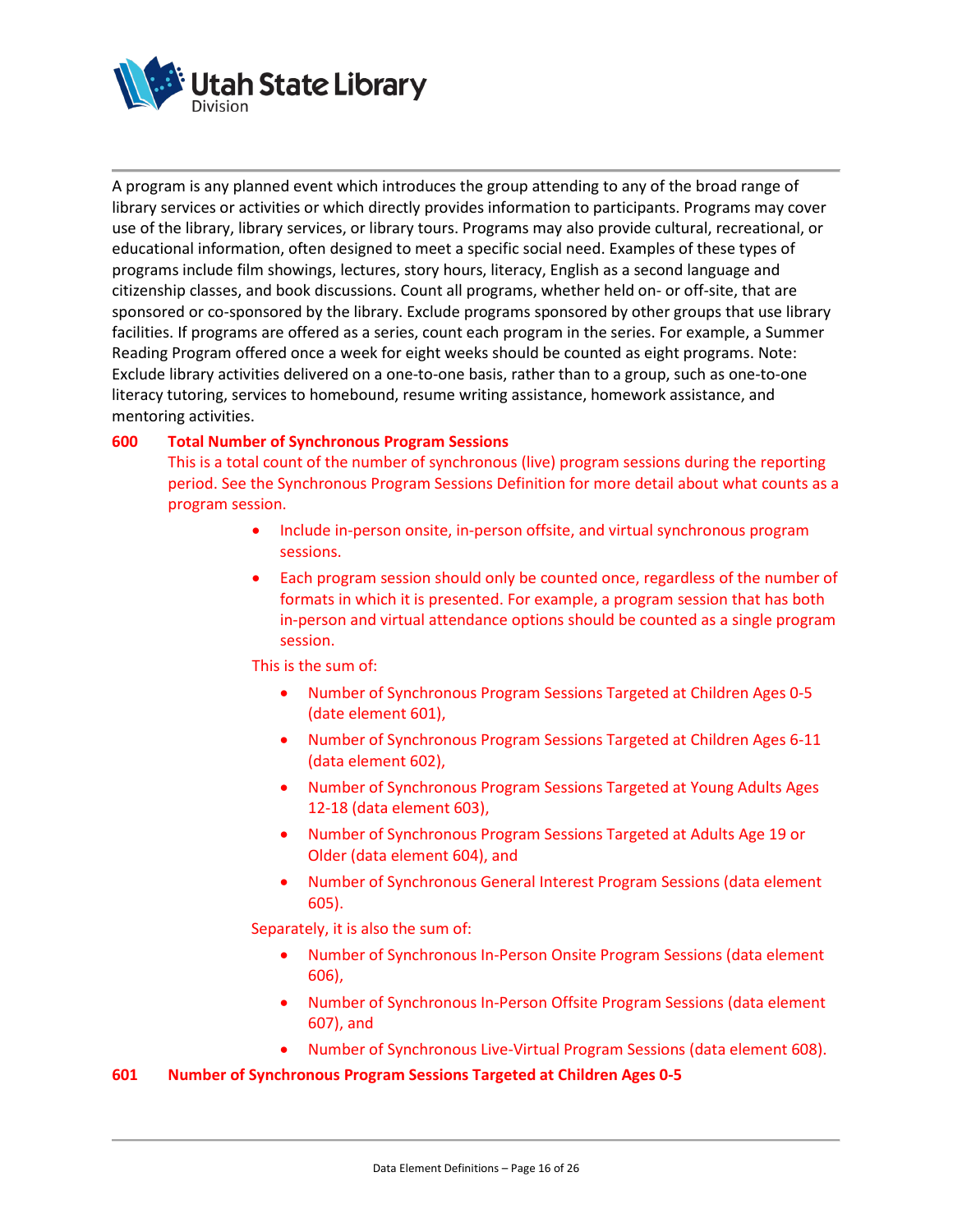A program is any planned event which introduces the group attending to any of the broad range of library services or activities or which directly provides information to participants. Programs may cover use of the library, library services, or library tours. Programs may also provide cultural, recreational, or educational information, often designed to meet a specific social need. Examples of these types of programs include film showings, lectures, story hours, literacy, English as a second language and citizenship classes, and book discussions. Count all programs, whether held on- or off-site, that are sponsored or co-sponsored by the library. Exclude programs sponsored by other groups that use library facilities. If programs are offered as a series, count each program in the series. For example, a Summer Reading Program offered once a week for eight weeks should be counted as eight programs. Note: Exclude library activities delivered on a one-to-one basis, rather than to a group, such as one-to-one literacy tutoring, services to homebound, resume writing assistance, homework assistance, and mentoring activities.

### 600 Total Number of Synchronous Program Sessions

This is a total count of the number of synchronous (live) program sessions during the reporting period. See the Synchronous Program Sessions Definition for more detail about what counts as a program session.

- Include in-person onsite, in-person offsite, and virtual synchronous program sessions.
- Each program session should only be counted once, regardless of the number of formats in which it is presented. For example, a program session that has both in-person and virtual attendance options should be counted as a single program session.

This is the sum of:

- Number of Synchronous Program Sessions Targeted at Children Ages 0-5 (date element 601),
- Number of Synchronous Program Sessions Targeted at Children Ages 6-11 (data element 602),
- Number of Synchronous Program Sessions Targeted at Young Adults Ages 12-18 (data element 603),
- Number of Synchronous Program Sessions Targeted at Adults Age 19 or Older (data element 604), and
- Number of Synchronous General Interest Program Sessions (data element 605).

Separately, it is also the sum of:

- Number of Synchronous In-Person Onsite Program Sessions (data element 606),
- Number of Synchronous In-Person Offsite Program Sessions (data element 607), and
- Number of Synchronous Live-Virtual Program Sessions (data element 608).

### 601 Number of Synchronous Program Sessions Targeted at Children Ages 0-5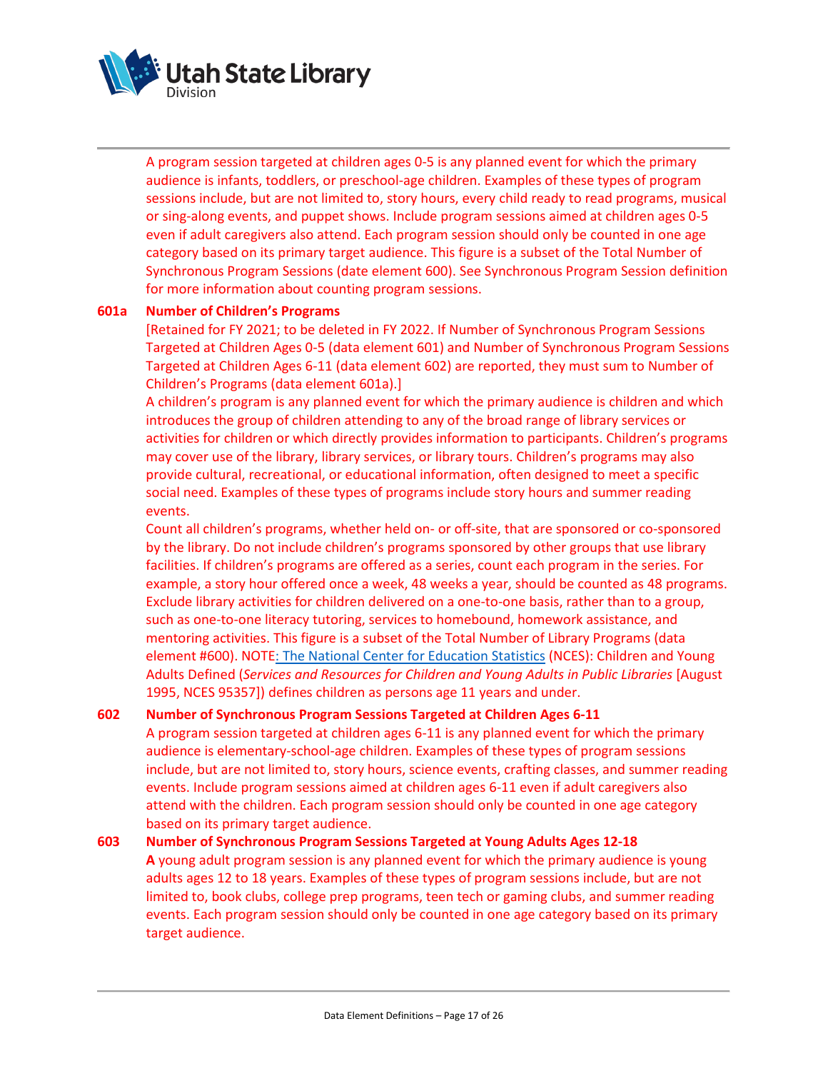A program session targeted at children ages 0-5 is any planned event for which the primary audience is infants, toddlers, or preschool-age children. Examples of these types of program sessions include, but are not limited to, story hours, every child ready to read programs, musical or sing-along events, and puppet shows. Include program sessions aimed at children ages 0-5 even if adult caregivers also attend. Each program session should only be counted in one age category based on its primary target audience. This figure is a subset of the Total Number of Synchronous Program Sessions (date element 600). See Synchronous Program Session definition for more information about counting program sessions.

**601a Number of Children's Programs**

[Retained for FY 2021; to be deleted in FY 2022. If Number of Synchronous Program Sessions Targeted at Children Ages 0-5 (data element 601) and Number of Synchronous Program Sessions Targeted at Children Ages 6-11 (data element 602) are reported, they must sum to Number of Children's Programs (data element 601a).]

A children's program is any planned event for which the primary audience is children and which introduces the group of children attending to any of the broad range of library services or activities for children or which directly provides information to participants. Children's programs may cover use of the library, library services, or library tours. Children's programs may also provide cultural, recreational, or educational information, often designed to meet a specific social need. Examples of these types of programs include story hours and summer reading events.

Count all children's programs, whether held on- or off-site, that are sponsored or co-sponsored by the library. Do not include children's programs sponsored by other groups that use library facilities. If children's programs are offered as a series, count each program in the series. For example, a story hour offered once a week, 48 weeks a year, should be counted as 48 programs. Exclude library activities for children delivered on a one-to-one basis, rather than to a group, such as one-to-one literacy tutoring, services to homebound, homework assistance, and mentoring activities. This figure is a subset of the Total Number of Library Programs (data element #600). NOTE: The National Center for Education Statistics (NCES): Children and Young Adults Defined (*Services and Resources for Children and Young Adults in Public Libraries* [August 1995, NCES 95357]) defines children as persons age 11 years and under.

**602 Number of Synchronous Program Sessions Targeted at Children Ages 6-11**

A program session targeted at children ages 6-11 is any planned event for which the primary audience is elementary-school-age children. Examples of these types of program sessions include, but are not limited to, story hours, science events, crafting classes, and summer reading events. Include program sessions aimed at children ages 6-11 even if adult caregivers also attend with the children. Each program session should only be counted in one age category based on its primary target audience.

**603 Number of Synchronous Program Sessions Targeted at Young Adults Ages 12-18**

**A** young adult program session is any planned event for which the primary audience is young adults ages 12 to 18 years. Examples of these types of program sessions include, but are not limited to, book clubs, college prep programs, teen tech or gaming clubs, and summer reading events. Each program session should only be counted in one age category based on its primary target audience.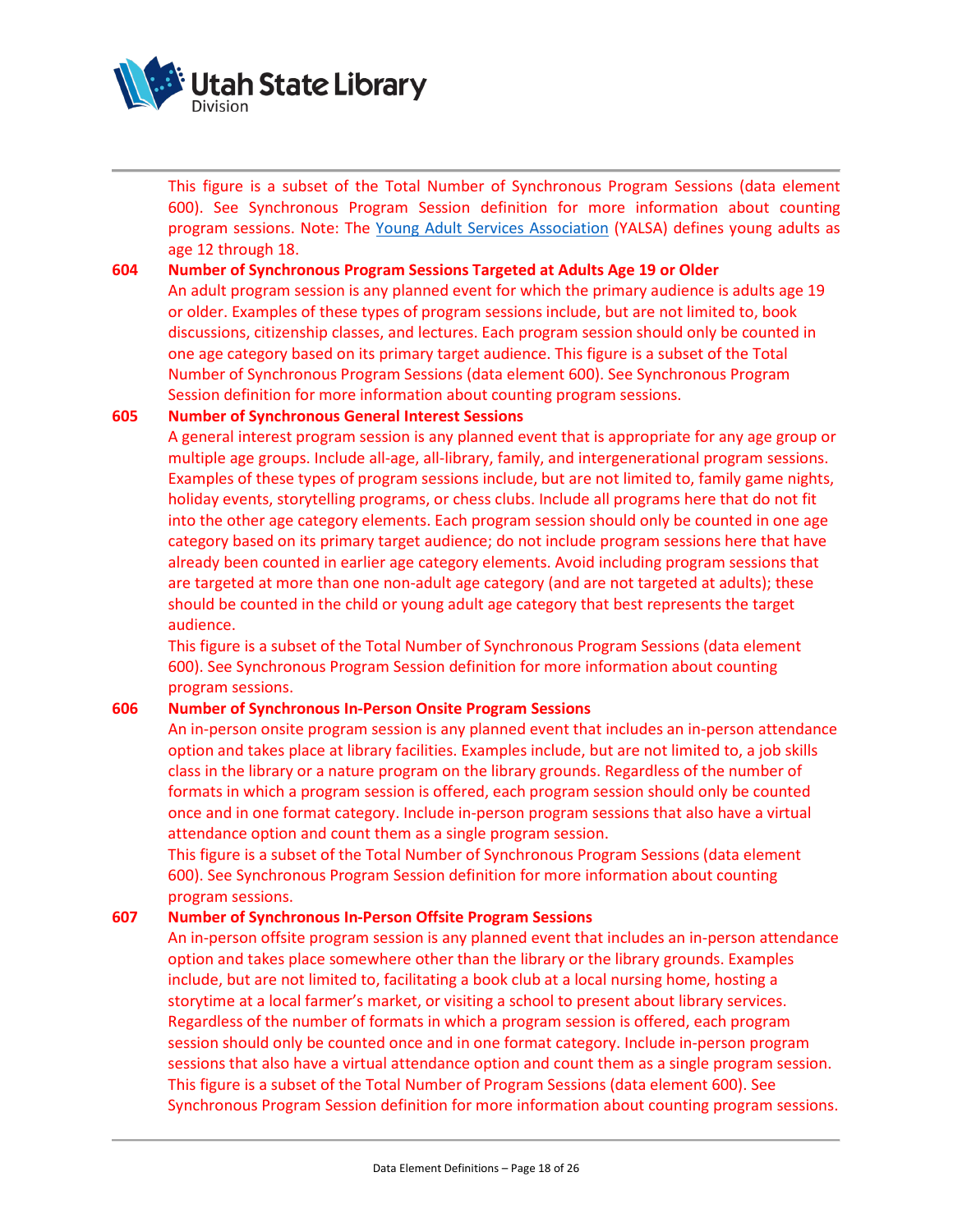This figure is a subset of the Total Number of Synchronous Program Sessions (data element 600). See Synchronous Program Session definition for more information about counting program sessions. Note: The [Young Adult Services Association](#) (YALSA) defines young adults as age 12 through 18.

**604 Number of Synchronous Program Sessions Targeted at Adults Age 19 or Older**

An adult program session is any planned event for which the primary audience is adults age 19 or older. Examples of these types of program sessions include, but are not limited to, book discussions, citizenship classes, and lectures. Each program session should only be counted in one age category based on its primary target audience. This figure is a subset of the Total Number of Synchronous Program Sessions (data element 600). See Synchronous Program Session definition for more information about counting program sessions.

**605 Number of Synchronous General Interest Sessions**

A general interest program session is any planned event that is appropriate for any age group or multiple age groups. Include all-age, all-library, family, and intergenerational program sessions. Examples of these types of program sessions include, but are not limited to, family game nights, holiday events, storytelling programs, or chess clubs. Include all programs here that do not fit into the other age category elements. Each program session should only be counted in one age category based on its primary target audience; do not include program sessions here that have already been counted in earlier age category elements. Avoid including program sessions that are targeted at more than one non-adult age category (and are not targeted at adults); these should be counted in the child or young adult age category that best represents the target audience.

This figure is a subset of the Total Number of Synchronous Program Sessions (data element 600). See Synchronous Program Session definition for more information about counting program sessions.

**606 Number of Synchronous In-Person Onsite Program Sessions**

An in-person onsite program session is any planned event that includes an in-person attendance option and takes place at library facilities. Examples include, but are not limited to, a job skills class in the library or a nature program on the library grounds. Regardless of the number of formats in which a program session is offered, each program session should only be counted once and in one format category. Include in-person program sessions that also have a virtual attendance option and count them as a single program session.

This figure is a subset of the Total Number of Synchronous Program Sessions (data element 600). See Synchronous Program Session definition for more information about counting program sessions.

**607 Number of Synchronous In-Person Offsite Program Sessions**

An in-person offsite program session is any planned event that includes an in-person attendance option and takes place somewhere other than the library or the library grounds. Examples include, but are not limited to, facilitating a book club at a local nursing home, hosting a storytime at a local farmer's market, or visiting a school to present about library services. Regardless of the number of formats in which a program session is offered, each program session should only be counted once and in one format category. Include in-person program sessions that also have a virtual attendance option and count them as a single program session.

This figure is a subset of the Total Number of Program Sessions (data element 600). See Synchronous Program Session definition for more information about counting program sessions.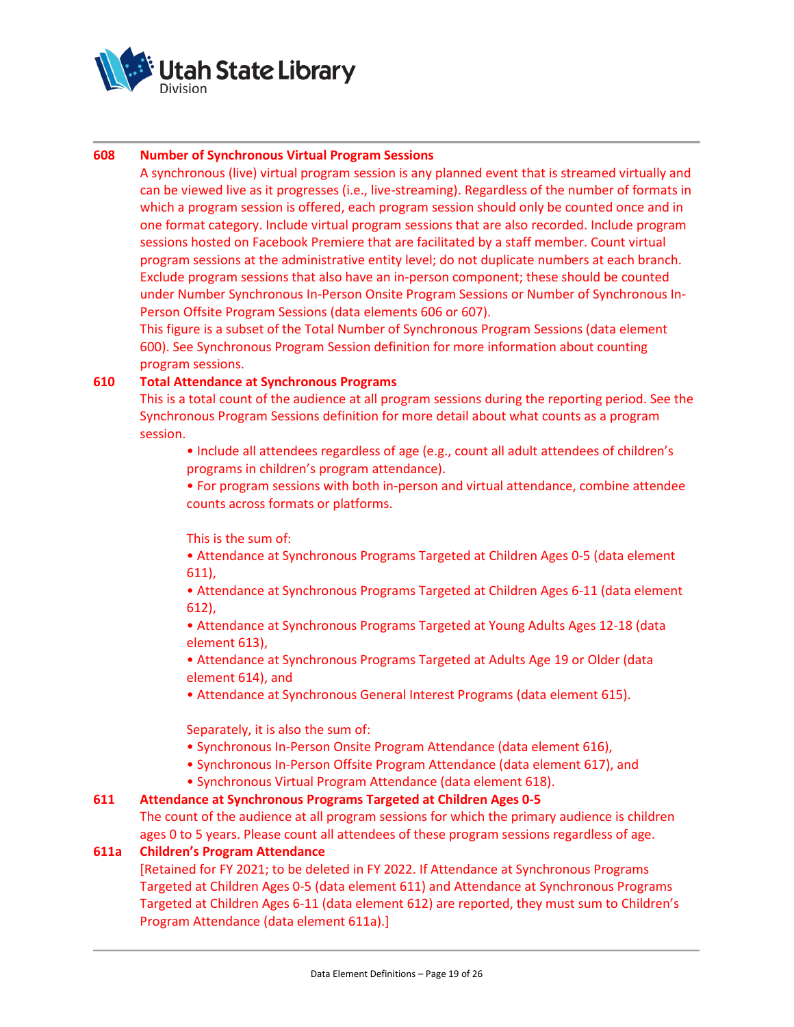**608 Number of Synchronous Virtual Program Sessions**

A synchronous (live) virtual program session is any planned event that is streamed virtually and can be viewed live as it progresses (i.e., live-streaming). Regardless of the number of formats in which a program session is offered, each program session should only be counted once and in one format category. Include virtual program sessions that are also recorded. Include program sessions hosted on Facebook Premiere that are facilitated by a staff member. Count virtual program sessions at the administrative entity level; do not duplicate numbers at each branch. Exclude program sessions that also have an in-person component; these should be counted under Number Synchronous In-Person Onsite Program Sessions or Number of Synchronous In-Person Offsite Program Sessions (data elements 606 or 607).

This figure is a subset of the Total Number of Synchronous Program Sessions (data element 600). See Synchronous Program Session definition for more information about counting program sessions.

**610 Total Attendance at Synchronous Programs**

This is a total count of the audience at all program sessions during the reporting period. See the Synchronous Program Sessions definition for more detail about what counts as a program session.

- Include all attendees regardless of age (e.g., count all adult attendees of children's programs in children's program attendance).
- For program sessions with both in-person and virtual attendance, combine attendee counts across formats or platforms.

This is the sum of:

- Attendance at Synchronous Programs Targeted at Children Ages 0-5 (data element 611),
- Attendance at Synchronous Programs Targeted at Children Ages 6-11 (data element 612),
- Attendance at Synchronous Programs Targeted at Young Adults Ages 12-18 (data element 613),
- Attendance at Synchronous Programs Targeted at Adults Age 19 or Older (data element 614), and
- Attendance at Synchronous General Interest Programs (data element 615).

Separately, it is also the sum of:

- Synchronous In-Person Onsite Program Attendance (data element 616),
- Synchronous In-Person Offsite Program Attendance (data element 617), and
- Synchronous Virtual Program Attendance (data element 618).

**611 Attendance at Synchronous Programs Targeted at Children Ages 0-5**

The count of the audience at all program sessions for which the primary audience is children ages 0 to 5 years. Please count all attendees of these program sessions regardless of age.

**611a Children's Program Attendance**

[Retained for FY 2021; to be deleted in FY 2022. If Attendance at Synchronous Programs Targeted at Children Ages 0-5 (data element 611) and Attendance at Synchronous Programs Targeted at Children Ages 6-11 (data element 612) are reported, they must sum to Children's Program Attendance (data element 611a).]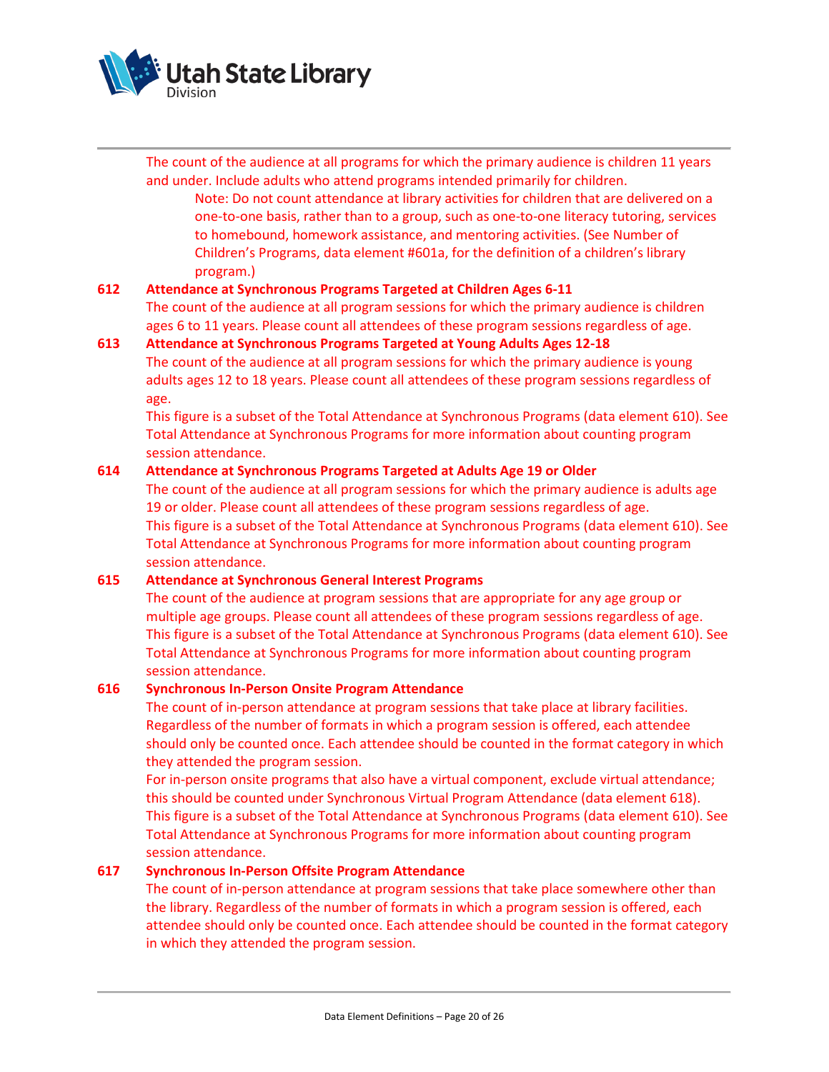The count of the audience at all programs for which the primary audience is children 11 years and under. Include adults who attend programs intended primarily for children.

> Note: Do not count attendance at library activities for children that are delivered on a one-to-one basis, rather than to a group, such as one-to-one literacy tutoring, services to homebound, homework assistance, and mentoring activities. (See Number of Children's Programs, data element #601a, for the definition of a children's library program.)

**612 Attendance at Synchronous Programs Targeted at Children Ages 6-11**

The count of the audience at all program sessions for which the primary audience is children ages 6 to 11 years. Please count all attendees of these program sessions regardless of age.

**613 Attendance at Synchronous Programs Targeted at Young Adults Ages 12-18**

The count of the audience at all program sessions for which the primary audience is young adults ages 12 to 18 years. Please count all attendees of these program sessions regardless of age.

This figure is a subset of the Total Attendance at Synchronous Programs (data element 610). See Total Attendance at Synchronous Programs for more information about counting program session attendance.

**614 Attendance at Synchronous Programs Targeted at Adults Age 19 or Older**

The count of the audience at all program sessions for which the primary audience is adults age 19 or older. Please count all attendees of these program sessions regardless of age.

This figure is a subset of the Total Attendance at Synchronous Programs (data element 610). See Total Attendance at Synchronous Programs for more information about counting program session attendance.

**615 Attendance at Synchronous General Interest Programs**

The count of the audience at program sessions that are appropriate for any age group or multiple age groups. Please count all attendees of these program sessions regardless of age.

This figure is a subset of the Total Attendance at Synchronous Programs (data element 610). See Total Attendance at Synchronous Programs for more information about counting program session attendance.

**616 Synchronous In-Person Onsite Program Attendance**

The count of in-person attendance at program sessions that take place at library facilities. Regardless of the number of formats in which a program session is offered, each attendee should only be counted once. Each attendee should be counted in the format category in which they attended the program session.

For in-person onsite programs that also have a virtual component, exclude virtual attendance; this should be counted under Synchronous Virtual Program Attendance (data element 618).

This figure is a subset of the Total Attendance at Synchronous Programs (data element 610). See Total Attendance at Synchronous Programs for more information about counting program session attendance.

**617 Synchronous In-Person Offsite Program Attendance**

The count of in-person attendance at program sessions that take place somewhere other than the library. Regardless of the number of formats in which a program session is offered, each attendee should only be counted once. Each attendee should be counted in the format category in which they attended the program session.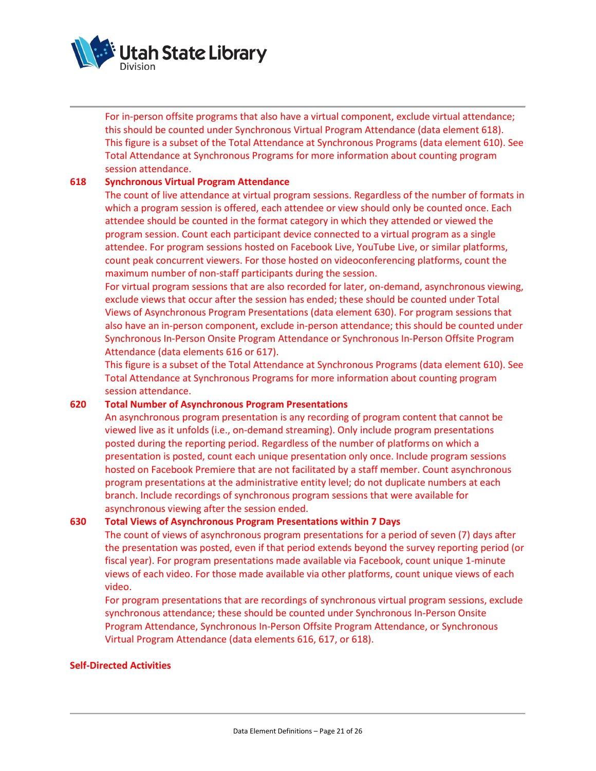For in-person offsite programs that also have a virtual component, exclude virtual attendance; this should be counted under Synchronous Virtual Program Attendance (data element 618). This figure is a subset of the Total Attendance at Synchronous Programs (data element 610). See Total Attendance at Synchronous Programs for more information about counting program session attendance.

**618 Synchronous Virtual Program Attendance**

The count of live attendance at virtual program sessions. Regardless of the number of formats in which a program session is offered, each attendee or view should only be counted once. Each attendee should be counted in the format category in which they attended or viewed the program session. Count each participant device connected to a virtual program as a single attendee. For program sessions hosted on Facebook Live, YouTube Live, or similar platforms, count peak concurrent viewers. For those hosted on videoconferencing platforms, count the maximum number of non-staff participants during the session.

For virtual program sessions that are also recorded for later, on-demand, asynchronous viewing, exclude views that occur after the session has ended; these should be counted under Total Views of Asynchronous Program Presentations (data element 630). For program sessions that also have an in-person component, exclude in-person attendance; this should be counted under Synchronous In-Person Onsite Program Attendance or Synchronous In-Person Offsite Program Attendance (data elements 616 or 617).

This figure is a subset of the Total Attendance at Synchronous Programs (data element 610). See Total Attendance at Synchronous Programs for more information about counting program session attendance.

**620 Total Number of Asynchronous Program Presentations**

An asynchronous program presentation is any recording of program content that cannot be viewed live as it unfolds (i.e., on-demand streaming). Only include program presentations posted during the reporting period. Regardless of the number of platforms on which a presentation is posted, count each unique presentation only once. Include program sessions hosted on Facebook Premiere that are not facilitated by a staff member. Count asynchronous program presentations at the administrative entity level; do not duplicate numbers at each branch. Include recordings of synchronous program sessions that were available for asynchronous viewing after the session ended.

**630 Total Views of Asynchronous Program Presentations within 7 Days**

The count of views of asynchronous program presentations for a period of seven (7) days after the presentation was posted, even if that period extends beyond the survey reporting period (or fiscal year). For program presentations made available via Facebook, count unique 1-minute views of each video. For those made available via other platforms, count unique views of each video.

For program presentations that are recordings of synchronous virtual program sessions, exclude synchronous attendance; these should be counted under Synchronous In-Person Onsite Program Attendance, Synchronous In-Person Offsite Program Attendance, or Synchronous Virtual Program Attendance (data elements 616, 617, or 618).

**Self-Directed Activities**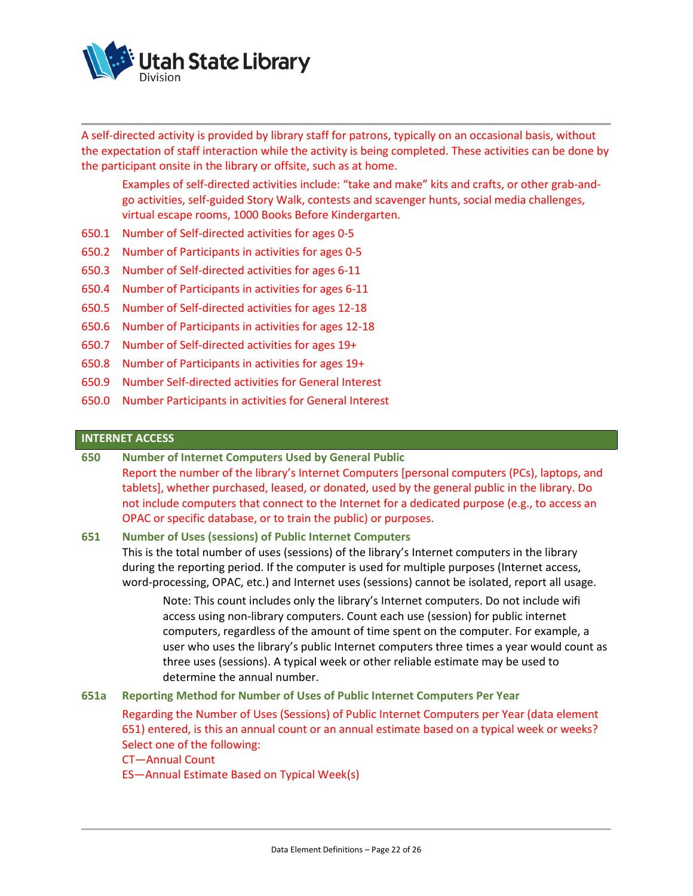A self-directed activity is provided by library staff for patrons, typically on an occasional basis, without the expectation of staff interaction while the activity is being completed. These activities can be done by the participant onsite in the library or offsite, such as at home.

> Examples of self-directed activities include: "take and make" kits and crafts, or other grab-and-go activities, self-guided Story Walk, contests and scavenger hunts, social media challenges, virtual escape rooms, 1000 Books Before Kindergarten.

650.1 Number of Self-directed activities for ages 0-5

650.2 Number of Participants in activities for ages 0-5

650.3 Number of Self-directed activities for ages 6-11

650.4 Number of Participants in activities for ages 6-11

650.5 Number of Self-directed activities for ages 12-18

650.6 Number of Participants in activities for ages 12-18

650.7 Number of Self-directed activities for ages 19+

650.8 Number of Participants in activities for ages 19+

650.9 Number Self-directed activities for General Interest

650.0 Number Participants in activities for General Interest

## INTERNET ACCESS

**650 Number of Internet Computers Used by General Public**

Report the number of the library's Internet Computers [personal computers (PCs), laptops, and tablets], whether purchased, leased, or donated, used by the general public in the library. Do not include computers that connect to the Internet for a dedicated purpose (e.g., to access an OPAC or specific database, or to train the public) or purposes.

**651 Number of Uses (sessions) of Public Internet Computers**

This is the total number of uses (sessions) of the library's Internet computers in the library during the reporting period. If the computer is used for multiple purposes (Internet access, word-processing, OPAC, etc.) and Internet uses (sessions) cannot be isolated, report all usage.

> Note: This count includes only the library's Internet computers. Do not include wifi access using non-library computers. Count each use (session) for public internet computers, regardless of the amount of time spent on the computer. For example, a user who uses the library's public Internet computers three times a year would count as three uses (sessions). A typical week or other reliable estimate may be used to determine the annual number.

**651a Reporting Method for Number of Uses of Public Internet Computers Per Year**

Regarding the Number of Uses (Sessions) of Public Internet Computers per Year (data element 651) entered, is this an annual count or an annual estimate based on a typical week or weeks? Select one of the following:

CT—Annual Count

ES—Annual Estimate Based on Typical Week(s)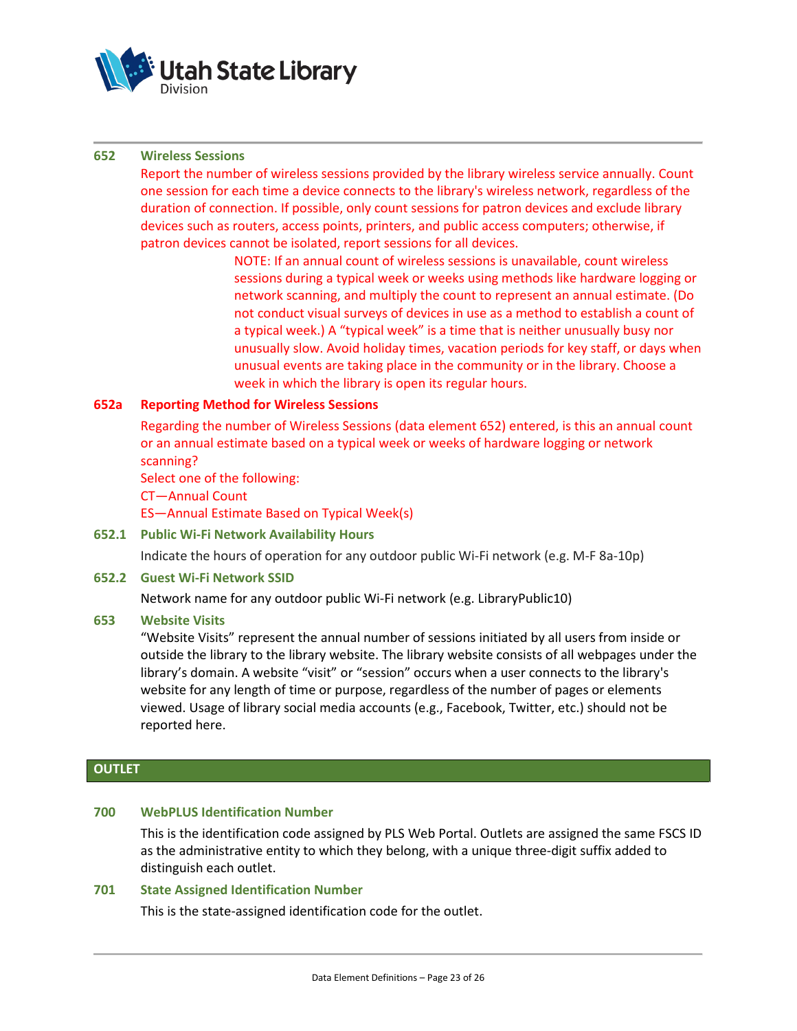### 652 Wireless Sessions

Report the number of wireless sessions provided by the library wireless service annually. Count one session for each time a device connects to the library's wireless network, regardless of the duration of connection. If possible, only count sessions for patron devices and exclude library devices such as routers, access points, printers, and public access computers; otherwise, if patron devices cannot be isolated, report sessions for all devices.

> NOTE: If an annual count of wireless sessions is unavailable, count wireless sessions during a typical week or weeks using methods like hardware logging or network scanning, and multiply the count to represent an annual estimate. (Do not conduct visual surveys of devices in use as a method to establish a count of a typical week.) A "typical week" is a time that is neither unusually busy nor unusually slow. Avoid holiday times, vacation periods for key staff, or days when unusual events are taking place in the community or in the library. Choose a week in which the library is open its regular hours.

### 652a Reporting Method for Wireless Sessions

Regarding the number of Wireless Sessions (data element 652) entered, is this an annual count or an annual estimate based on a typical week or weeks of hardware logging or network scanning?

Select one of the following:

CT—Annual Count

ES—Annual Estimate Based on Typical Week(s)

### 652.1 Public Wi-Fi Network Availability Hours

Indicate the hours of operation for any outdoor public Wi-Fi network (e.g. M-F 8a-10p)

### 652.2 Guest Wi-Fi Network SSID

Network name for any outdoor public Wi-Fi network (e.g. LibraryPublic10)

### 653 Website Visits

"Website Visits" represent the annual number of sessions initiated by all users from inside or outside the library to the library website. The library website consists of all webpages under the library's domain. A website "visit" or "session" occurs when a user connects to the library's website for any length of time or purpose, regardless of the number of pages or elements viewed. Usage of library social media accounts (e.g., Facebook, Twitter, etc.) should not be reported here.

## OUTLET

### 700 WebPLUS Identification Number

This is the identification code assigned by PLS Web Portal. Outlets are assigned the same FSCS ID as the administrative entity to which they belong, with a unique three-digit suffix added to distinguish each outlet.

### 701 State Assigned Identification Number

This is the state-assigned identification code for the outlet.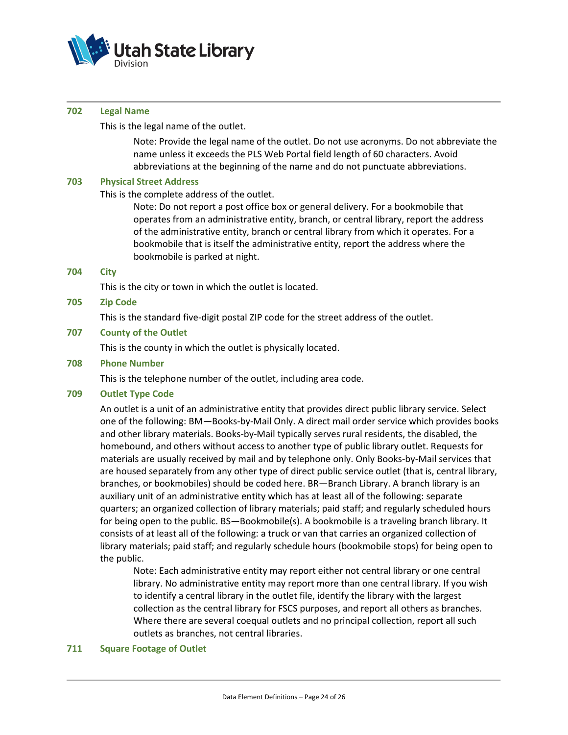### 702 Legal Name

This is the legal name of the outlet.

> Note: Provide the legal name of the outlet. Do not use acronyms. Do not abbreviate the name unless it exceeds the PLS Web Portal field length of 60 characters. Avoid abbreviations at the beginning of the name and do not punctuate abbreviations.

### 703 Physical Street Address

This is the complete address of the outlet.

> Note: Do not report a post office box or general delivery. For a bookmobile that operates from an administrative entity, branch, or central library, report the address of the administrative entity, branch or central library from which it operates. For a bookmobile that is itself the administrative entity, report the address where the bookmobile is parked at night.

### 704 City

This is the city or town in which the outlet is located.

### 705 Zip Code

This is the standard five-digit postal ZIP code for the street address of the outlet.

### 707 County of the Outlet

This is the county in which the outlet is physically located.

### 708 Phone Number

This is the telephone number of the outlet, including area code.

### 709 Outlet Type Code

An outlet is a unit of an administrative entity that provides direct public library service. Select one of the following: BM—Books-by-Mail Only. A direct mail order service which provides books and other library materials. Books-by-Mail typically serves rural residents, the disabled, the homebound, and others without access to another type of public library outlet. Requests for materials are usually received by mail and by telephone only. Only Books-by-Mail services that are housed separately from any other type of direct public service outlet (that is, central library, branches, or bookmobiles) should be coded here. BR—Branch Library. A branch library is an auxiliary unit of an administrative entity which has at least all of the following: separate quarters; an organized collection of library materials; paid staff; and regularly scheduled hours for being open to the public. BS—Bookmobile(s). A bookmobile is a traveling branch library. It consists of at least all of the following: a truck or van that carries an organized collection of library materials; paid staff; and regularly schedule hours (bookmobile stops) for being open to the public.

> Note: Each administrative entity may report either not central library or one central library. No administrative entity may report more than one central library. If you wish to identify a central library in the outlet file, identify the library with the largest collection as the central library for FSCS purposes, and report all others as branches. Where there are several coequal outlets and no principal collection, report all such outlets as branches, not central libraries.

### 711 Square Footage of Outlet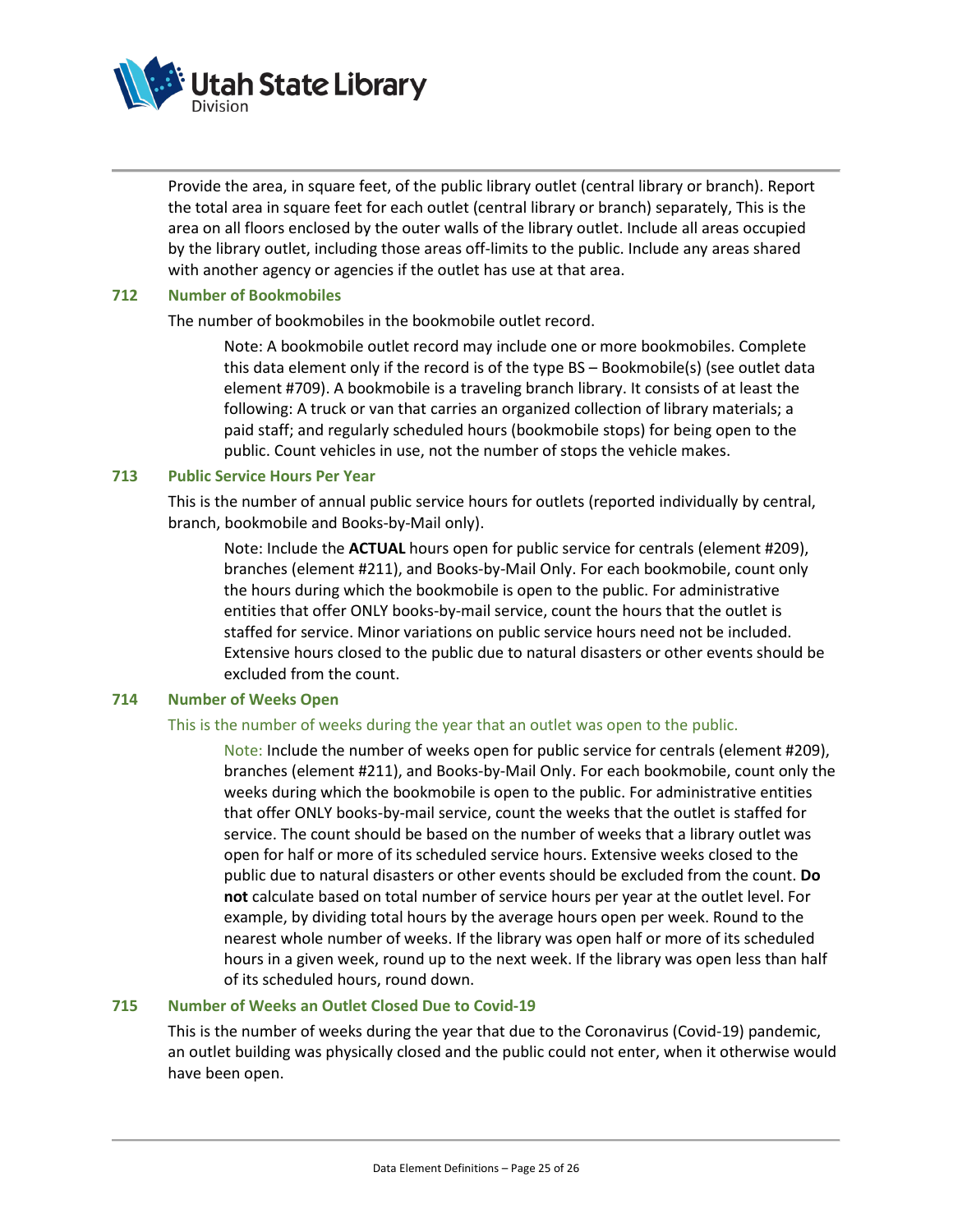Provide the area, in square feet, of the public library outlet (central library or branch). Report the total area in square feet for each outlet (central library or branch) separately, This is the area on all floors enclosed by the outer walls of the library outlet. Include all areas occupied by the library outlet, including those areas off-limits to the public. Include any areas shared with another agency or agencies if the outlet has use at that area.

### 712 Number of Bookmobiles

The number of bookmobiles in the bookmobile outlet record.

> Note: A bookmobile outlet record may include one or more bookmobiles. Complete this data element only if the record is of the type BS – Bookmobile(s) (see outlet data element #709). A bookmobile is a traveling branch library. It consists of at least the following: A truck or van that carries an organized collection of library materials; a paid staff; and regularly scheduled hours (bookmobile stops) for being open to the public. Count vehicles in use, not the number of stops the vehicle makes.

### 713 Public Service Hours Per Year

This is the number of annual public service hours for outlets (reported individually by central, branch, bookmobile and Books-by-Mail only).

> Note: Include the **ACTUAL** hours open for public service for centrals (element #209), branches (element #211), and Books-by-Mail Only. For each bookmobile, count only the hours during which the bookmobile is open to the public. For administrative entities that offer ONLY books-by-mail service, count the hours that the outlet is staffed for service. Minor variations on public service hours need not be included. Extensive hours closed to the public due to natural disasters or other events should be excluded from the count.

### 714 Number of Weeks Open

This is the number of weeks during the year that an outlet was open to the public.

> Note: Include the number of weeks open for public service for centrals (element #209), branches (element #211), and Books-by-Mail Only. For each bookmobile, count only the weeks during which the bookmobile is open to the public. For administrative entities that offer ONLY books-by-mail service, count the weeks that the outlet is staffed for service. The count should be based on the number of weeks that a library outlet was open for half or more of its scheduled service hours. Extensive weeks closed to the public due to natural disasters or other events should be excluded from the count. **Do not** calculate based on total number of service hours per year at the outlet level. For example, by dividing total hours by the average hours open per week. Round to the nearest whole number of weeks. If the library was open half or more of its scheduled hours in a given week, round up to the next week. If the library was open less than half of its scheduled hours, round down.

### 715 Number of Weeks an Outlet Closed Due to Covid-19

This is the number of weeks during the year that due to the Coronavirus (Covid-19) pandemic, an outlet building was physically closed and the public could not enter, when it otherwise would have been open.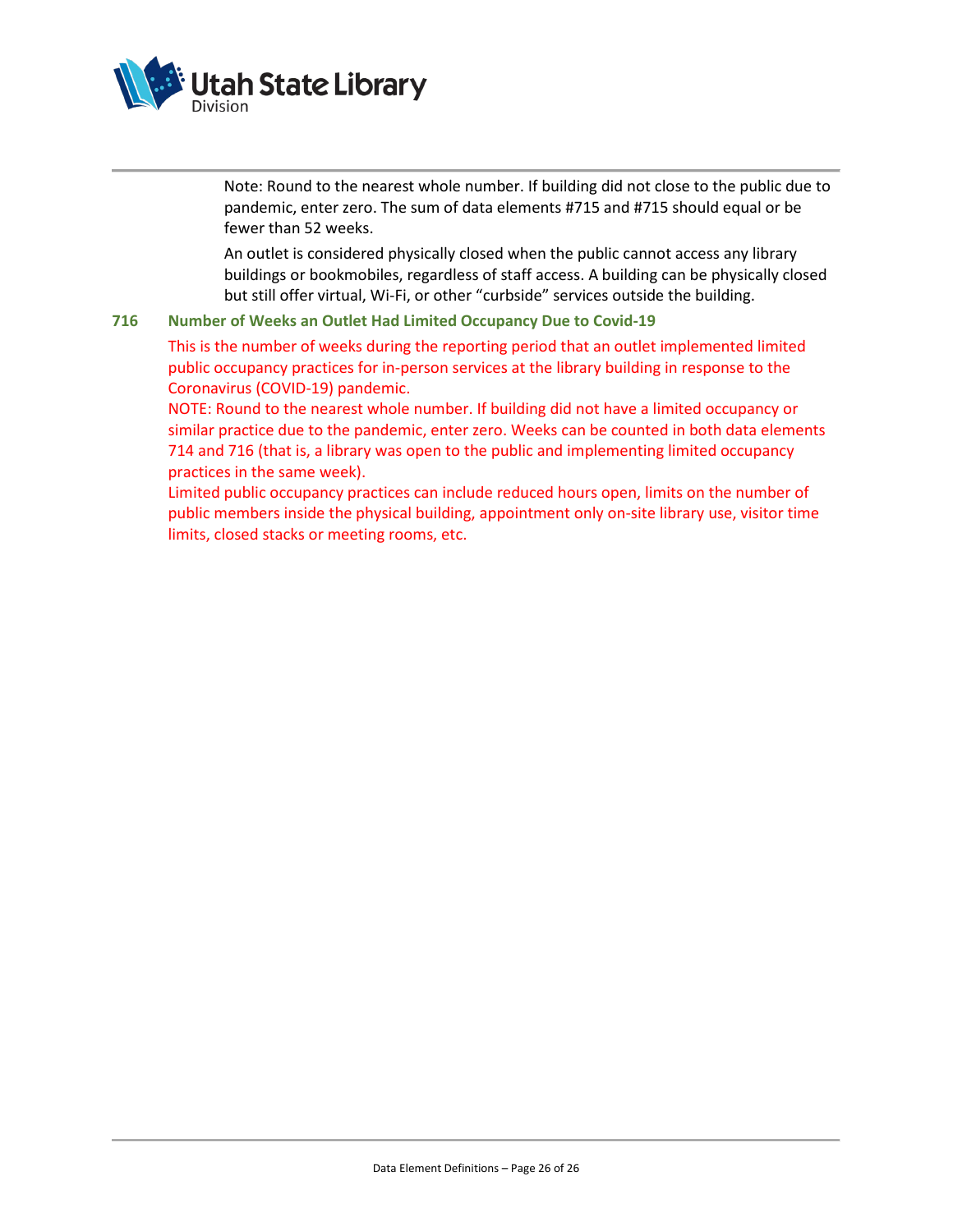Note: Round to the nearest whole number. If building did not close to the public due to pandemic, enter zero. The sum of data elements #715 and #715 should equal or be fewer than 52 weeks.

An outlet is considered physically closed when the public cannot access any library buildings or bookmobiles, regardless of staff access. A building can be physically closed but still offer virtual, Wi-Fi, or other “curbside” services outside the building.

### 716 Number of Weeks an Outlet Had Limited Occupancy Due to Covid-19

This is the number of weeks during the reporting period that an outlet implemented limited public occupancy practices for in-person services at the library building in response to the Coronavirus (COVID-19) pandemic.

NOTE: Round to the nearest whole number. If building did not have a limited occupancy or similar practice due to the pandemic, enter zero. Weeks can be counted in both data elements 714 and 716 (that is, a library was open to the public and implementing limited occupancy practices in the same week).

Limited public occupancy practices can include reduced hours open, limits on the number of public members inside the physical building, appointment only on-site library use, visitor time limits, closed stacks or meeting rooms, etc.